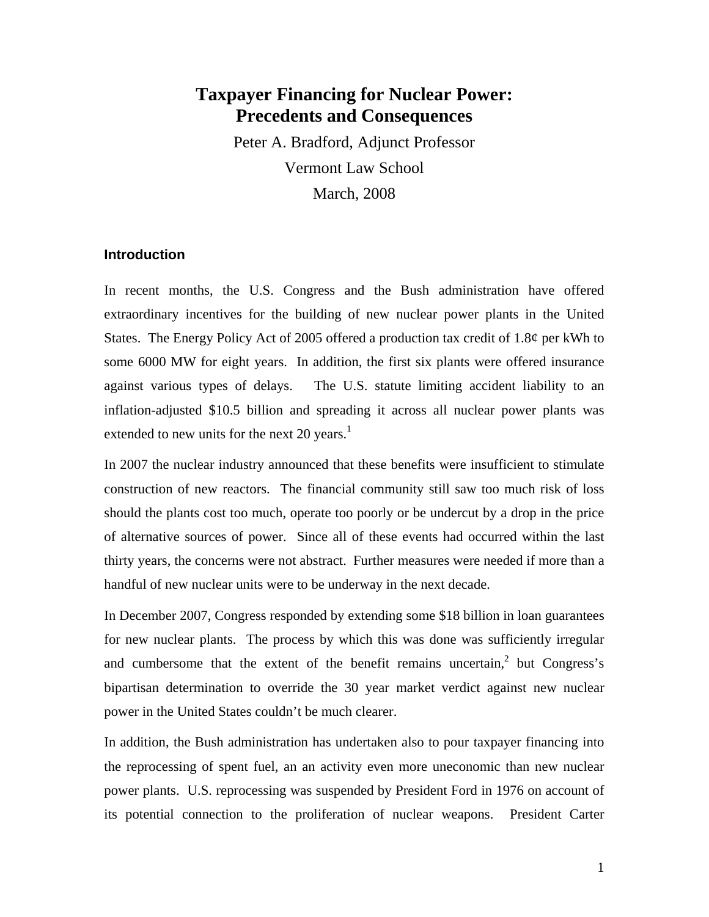# Taxpayer Financing for Nuclear Power: Precedents and Consequences

Peter A. Bradford, Adjunct Professor

Vermont Law School

March, 2008

## Introduction

In recent months, the U.S. Congress and the Bush administration have offered extraordinary incentives for the building of new nuclear power plants in the United States. The Energy Policy Act of 2005 offered a production tax credit of 1.8¢ per kWh to some 6000 MW for eight years. In addition, the first six plants were offered insurance against various types of delays. The U.S. statute limiting accident liability to an inflation-adjusted $10.5 billion and spreading it across all nuclear power plants was extended to new units for the next 20 years.[1]

In 2007 the nuclear industry announced that these benefits were insufficient to stimulate construction of new reactors. The financial community still saw too much risk of loss should the plants cost too much, operate too poorly or be undercut by a drop in the price of alternative sources of power. Since all of these events had occurred within the last thirty years, the concerns were not abstract. Further measures were needed if more than a handful of new nuclear units were to be underway in the next decade.

In December 2007, Congress responded by extending some $18 billion in loan guarantees for new nuclear plants. The process by which this was done was sufficiently irregular and cumbersome that the extent of the benefit remains uncertain,[2] but Congress's bipartisan determination to override the 30 year market verdict against new nuclear power in the United States couldn't be much clearer.

In addition, the Bush administration has undertaken also to pour taxpayer financing into the reprocessing of spent fuel, an an activity even more uneconomic than new nuclear power plants. U.S. reprocessing was suspended by President Ford in 1976 on account of its potential connection to the proliferation of nuclear weapons. President Carter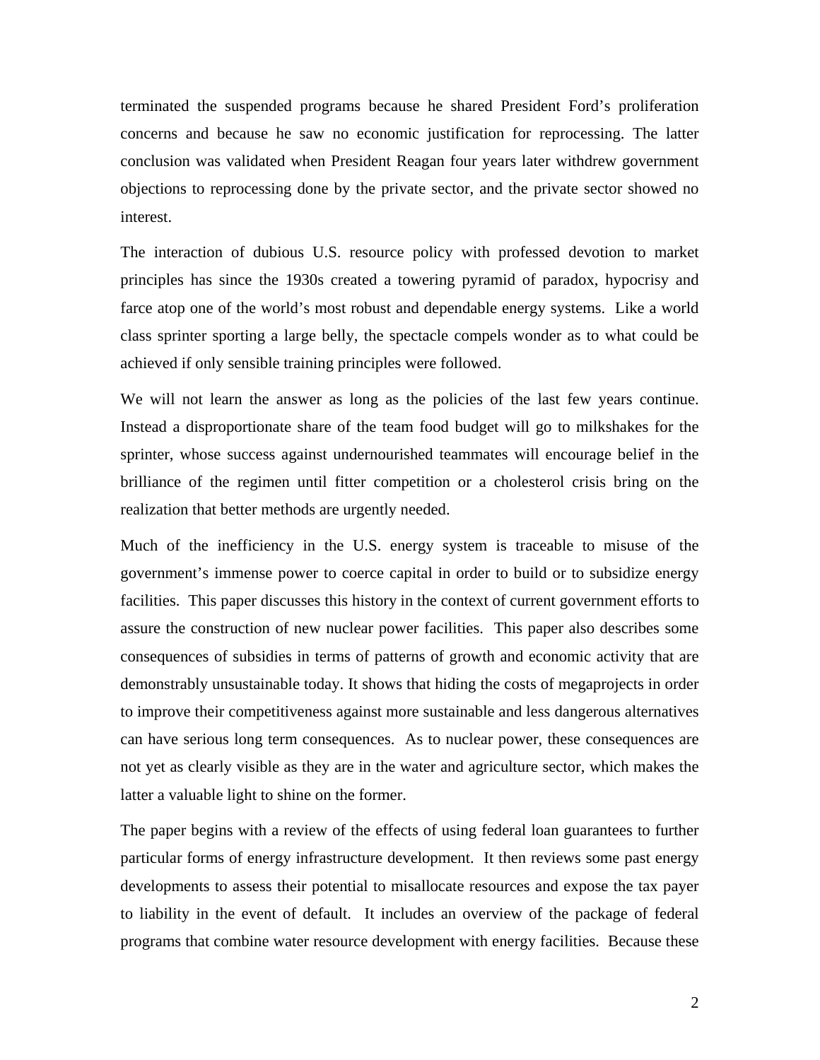terminated the suspended programs because he shared President Ford's proliferation concerns and because he saw no economic justification for reprocessing. The latter conclusion was validated when President Reagan four years later withdrew government objections to reprocessing done by the private sector, and the private sector showed no interest.

The interaction of dubious U.S. resource policy with professed devotion to market principles has since the 1930s created a towering pyramid of paradox, hypocrisy and farce atop one of the world's most robust and dependable energy systems. Like a world class sprinter sporting a large belly, the spectacle compels wonder as to what could be achieved if only sensible training principles were followed.

We will not learn the answer as long as the policies of the last few years continue. Instead a disproportionate share of the team food budget will go to milkshakes for the sprinter, whose success against undernourished teammates will encourage belief in the brilliance of the regimen until fitter competition or a cholesterol crisis bring on the realization that better methods are urgently needed.

Much of the inefficiency in the U.S. energy system is traceable to misuse of the government's immense power to coerce capital in order to build or to subsidize energy facilities. This paper discusses this history in the context of current government efforts to assure the construction of new nuclear power facilities. This paper also describes some consequences of subsidies in terms of patterns of growth and economic activity that are demonstrably unsustainable today. It shows that hiding the costs of megaprojects in order to improve their competitiveness against more sustainable and less dangerous alternatives can have serious long term consequences. As to nuclear power, these consequences are not yet as clearly visible as they are in the water and agriculture sector, which makes the latter a valuable light to shine on the former.

The paper begins with a review of the effects of using federal loan guarantees to further particular forms of energy infrastructure development. It then reviews some past energy developments to assess their potential to misallocate resources and expose the tax payer to liability in the event of default. It includes an overview of the package of federal programs that combine water resource development with energy facilities. Because these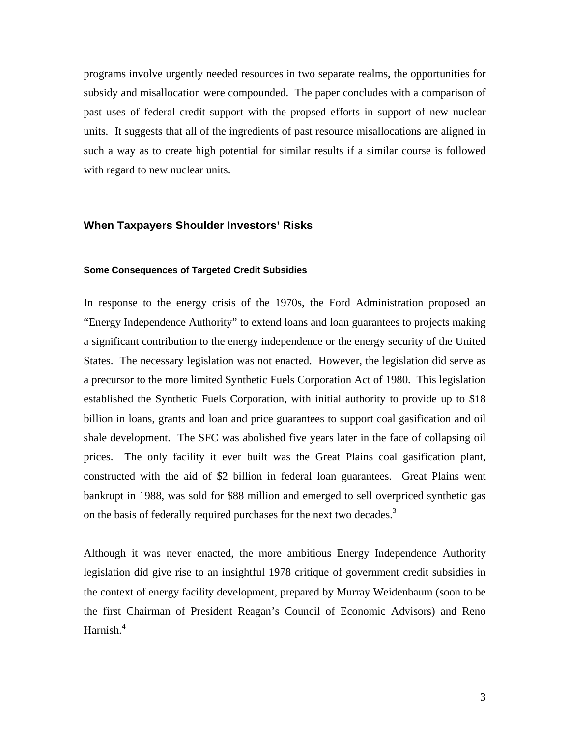programs involve urgently needed resources in two separate realms, the opportunities for subsidy and misallocation were compounded. The paper concludes with a comparison of past uses of federal credit support with the propsed efforts in support of new nuclear units. It suggests that all of the ingredients of past resource misallocations are aligned in such a way as to create high potential for similar results if a similar course is followed with regard to new nuclear units.

## When Taxpayers Shoulder Investors' Risks

### Some Consequences of Targeted Credit Subsidies

In response to the energy crisis of the 1970s, the Ford Administration proposed an "Energy Independence Authority" to extend loans and loan guarantees to projects making a significant contribution to the energy independence or the energy security of the United States. The necessary legislation was not enacted. However, the legislation did serve as a precursor to the more limited Synthetic Fuels Corporation Act of 1980. This legislation established the Synthetic Fuels Corporation, with initial authority to provide up to $18 billion in loans, grants and loan and price guarantees to support coal gasification and oil shale development. The SFC was abolished five years later in the face of collapsing oil prices. The only facility it ever built was the Great Plains coal gasification plant, constructed with the aid of $2 billion in federal loan guarantees. Great Plains went bankrupt in 1988, was sold for $88 million and emerged to sell overpriced synthetic gas on the basis of federally required purchases for the next two decades.[3]

Although it was never enacted, the more ambitious Energy Independence Authority legislation did give rise to an insightful 1978 critique of government credit subsidies in the context of energy facility development, prepared by Murray Weidenbaum (soon to be the first Chairman of President Reagan's Council of Economic Advisors) and Reno Harnish.[4]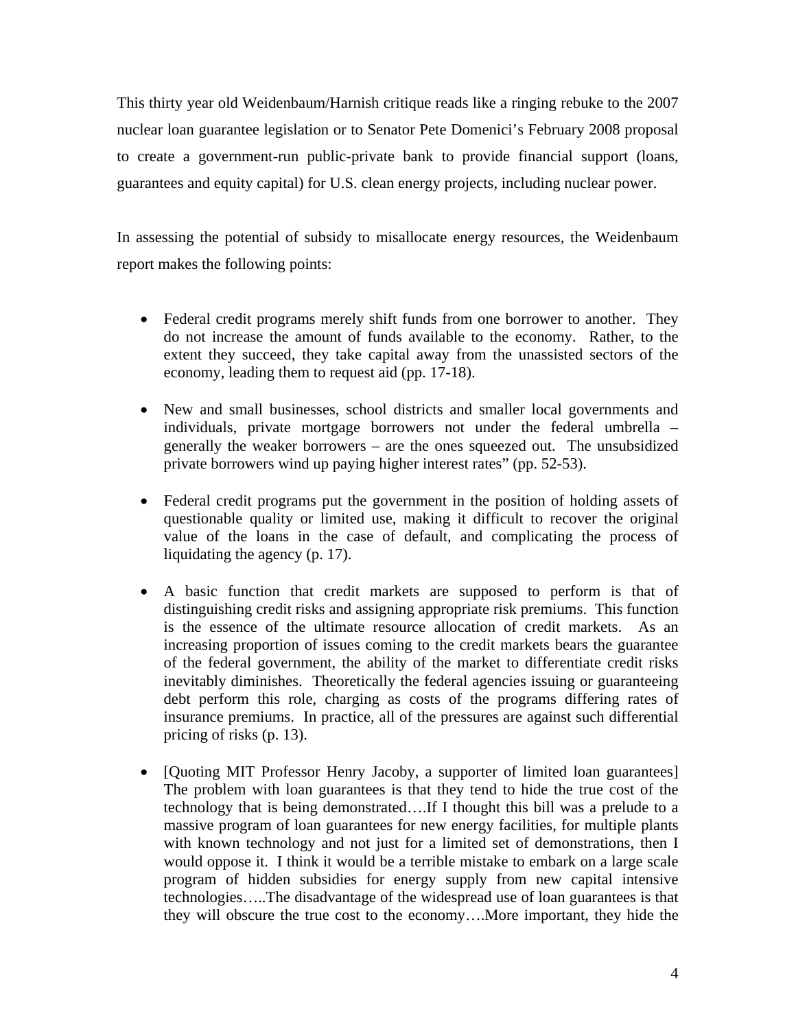This thirty year old Weidenbaum/Harnish critique reads like a ringing rebuke to the 2007 nuclear loan guarantee legislation or to Senator Pete Domenici's February 2008 proposal to create a government-run public-private bank to provide financial support (loans, guarantees and equity capital) for U.S. clean energy projects, including nuclear power.

In assessing the potential of subsidy to misallocate energy resources, the Weidenbaum report makes the following points:

- Federal credit programs merely shift funds from one borrower to another. They do not increase the amount of funds available to the economy. Rather, to the extent they succeed, they take capital away from the unassisted sectors of the economy, leading them to request aid (pp. 17-18).

- New and small businesses, school districts and smaller local governments and individuals, private mortgage borrowers not under the federal umbrella – generally the weaker borrowers – are the ones squeezed out. The unsubsidized private borrowers wind up paying higher interest rates" (pp. 52-53).

- Federal credit programs put the government in the position of holding assets of questionable quality or limited use, making it difficult to recover the original value of the loans in the case of default, and complicating the process of liquidating the agency (p. 17).

- A basic function that credit markets are supposed to perform is that of distinguishing credit risks and assigning appropriate risk premiums. This function is the essence of the ultimate resource allocation of credit markets. As an increasing proportion of issues coming to the credit markets bears the guarantee of the federal government, the ability of the market to differentiate credit risks inevitably diminishes. Theoretically the federal agencies issuing or guaranteeing debt perform this role, charging as costs of the programs differing rates of insurance premiums. In practice, all of the pressures are against such differential pricing of risks (p. 13).

- [Quoting MIT Professor Henry Jacoby, a supporter of limited loan guarantees] The problem with loan guarantees is that they tend to hide the true cost of the technology that is being demonstrated….If I thought this bill was a prelude to a massive program of loan guarantees for new energy facilities, for multiple plants with known technology and not just for a limited set of demonstrations, then I would oppose it. I think it would be a terrible mistake to embark on a large scale program of hidden subsidies for energy supply from new capital intensive technologies…..The disadvantage of the widespread use of loan guarantees is that they will obscure the true cost to the economy….More important, they hide the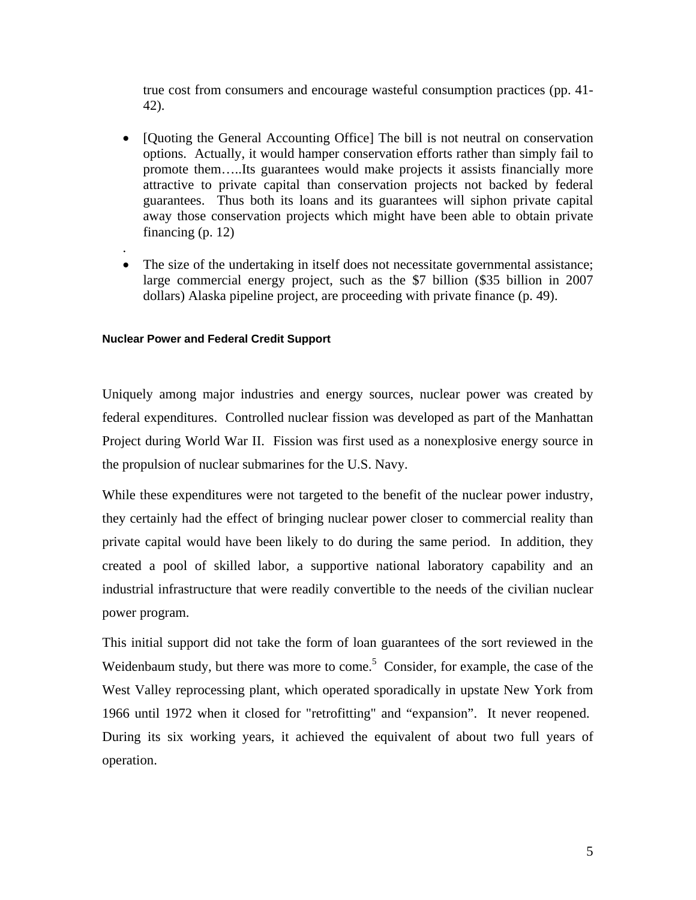true cost from consumers and encourage wasteful consumption practices (pp. 41-42).

- [Quoting the General Accounting Office] The bill is not neutral on conservation options. Actually, it would hamper conservation efforts rather than simply fail to promote them…..Its guarantees would make projects it assists financially more attractive to private capital than conservation projects not backed by federal guarantees. Thus both its loans and its guarantees will siphon private capital away those conservation projects which might have been able to obtain private financing (p. 12)

.

- The size of the undertaking in itself does not necessitate governmental assistance; large commercial energy project, such as the $7 billion ($35 billion in 2007 dollars) Alaska pipeline project, are proceeding with private finance (p. 49).

#### Nuclear Power and Federal Credit Support

Uniquely among major industries and energy sources, nuclear power was created by federal expenditures. Controlled nuclear fission was developed as part of the Manhattan Project during World War II. Fission was first used as a nonexplosive energy source in the propulsion of nuclear submarines for the U.S. Navy.

While these expenditures were not targeted to the benefit of the nuclear power industry, they certainly had the effect of bringing nuclear power closer to commercial reality than private capital would have been likely to do during the same period. In addition, they created a pool of skilled labor, a supportive national laboratory capability and an industrial infrastructure that were readily convertible to the needs of the civilian nuclear power program.

This initial support did not take the form of loan guarantees of the sort reviewed in the Weidenbaum study, but there was more to come.[5] Consider, for example, the case of the West Valley reprocessing plant, which operated sporadically in upstate New York from 1966 until 1972 when it closed for "retrofitting" and "expansion". It never reopened. During its six working years, it achieved the equivalent of about two full years of operation.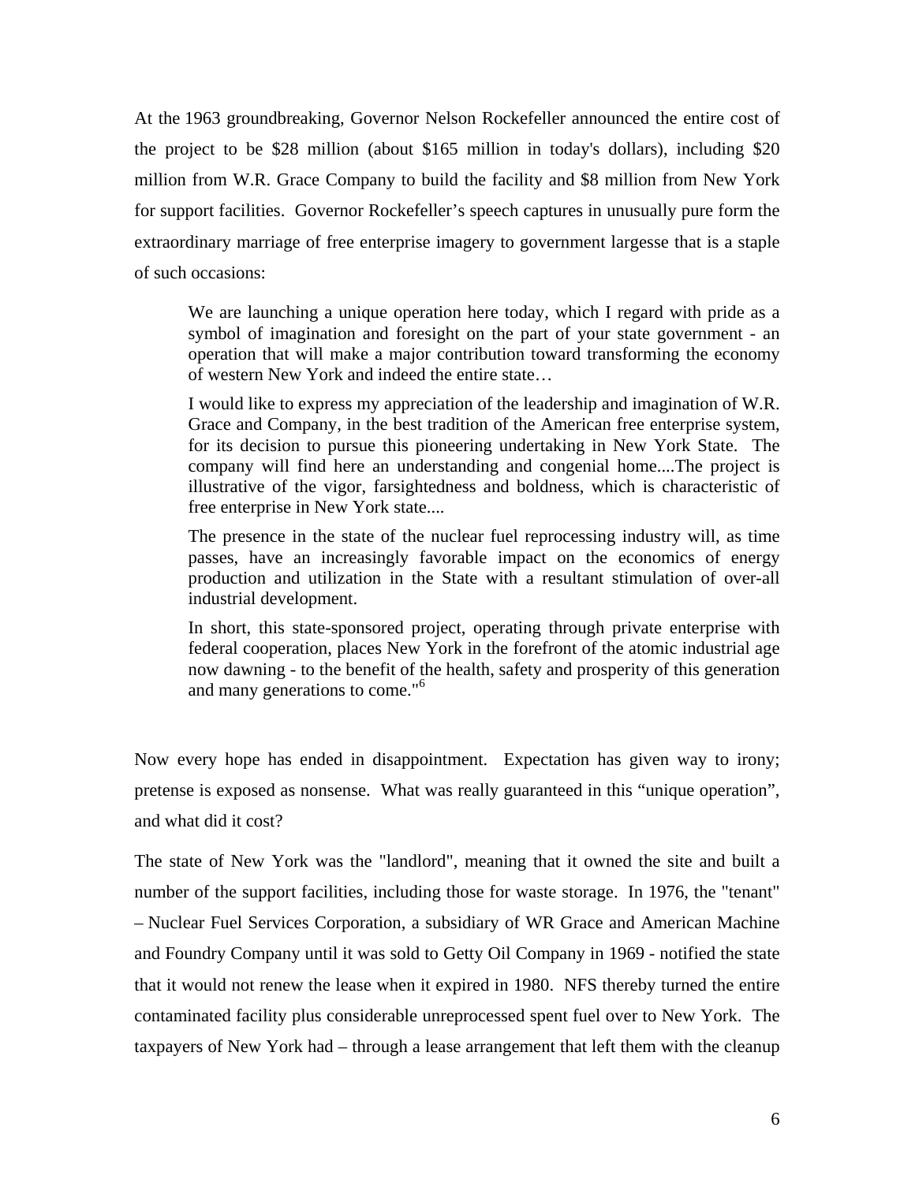At the 1963 groundbreaking, Governor Nelson Rockefeller announced the entire cost of the project to be $28 million (about $165 million in today's dollars), including $20 million from W.R. Grace Company to build the facility and $8 million from New York for support facilities. Governor Rockefeller's speech captures in unusually pure form the extraordinary marriage of free enterprise imagery to government largesse that is a staple of such occasions:

> We are launching a unique operation here today, which I regard with pride as a symbol of imagination and foresight on the part of your state government - an operation that will make a major contribution toward transforming the economy of western New York and indeed the entire state…
>
> I would like to express my appreciation of the leadership and imagination of W.R. Grace and Company, in the best tradition of the American free enterprise system, for its decision to pursue this pioneering undertaking in New York State. The company will find here an understanding and congenial home....The project is illustrative of the vigor, farsightedness and boldness, which is characteristic of free enterprise in New York state....
>
> The presence in the state of the nuclear fuel reprocessing industry will, as time passes, have an increasingly favorable impact on the economics of energy production and utilization in the State with a resultant stimulation of over-all industrial development.
>
> In short, this state-sponsored project, operating through private enterprise with federal cooperation, places New York in the forefront of the atomic industrial age now dawning - to the benefit of the health, safety and prosperity of this generation and many generations to come."[6]

Now every hope has ended in disappointment. Expectation has given way to irony; pretense is exposed as nonsense. What was really guaranteed in this "unique operation", and what did it cost?

The state of New York was the "landlord", meaning that it owned the site and built a number of the support facilities, including those for waste storage. In 1976, the "tenant" – Nuclear Fuel Services Corporation, a subsidiary of WR Grace and American Machine and Foundry Company until it was sold to Getty Oil Company in 1969 - notified the state that it would not renew the lease when it expired in 1980. NFS thereby turned the entire contaminated facility plus considerable unreprocessed spent fuel over to New York. The taxpayers of New York had – through a lease arrangement that left them with the cleanup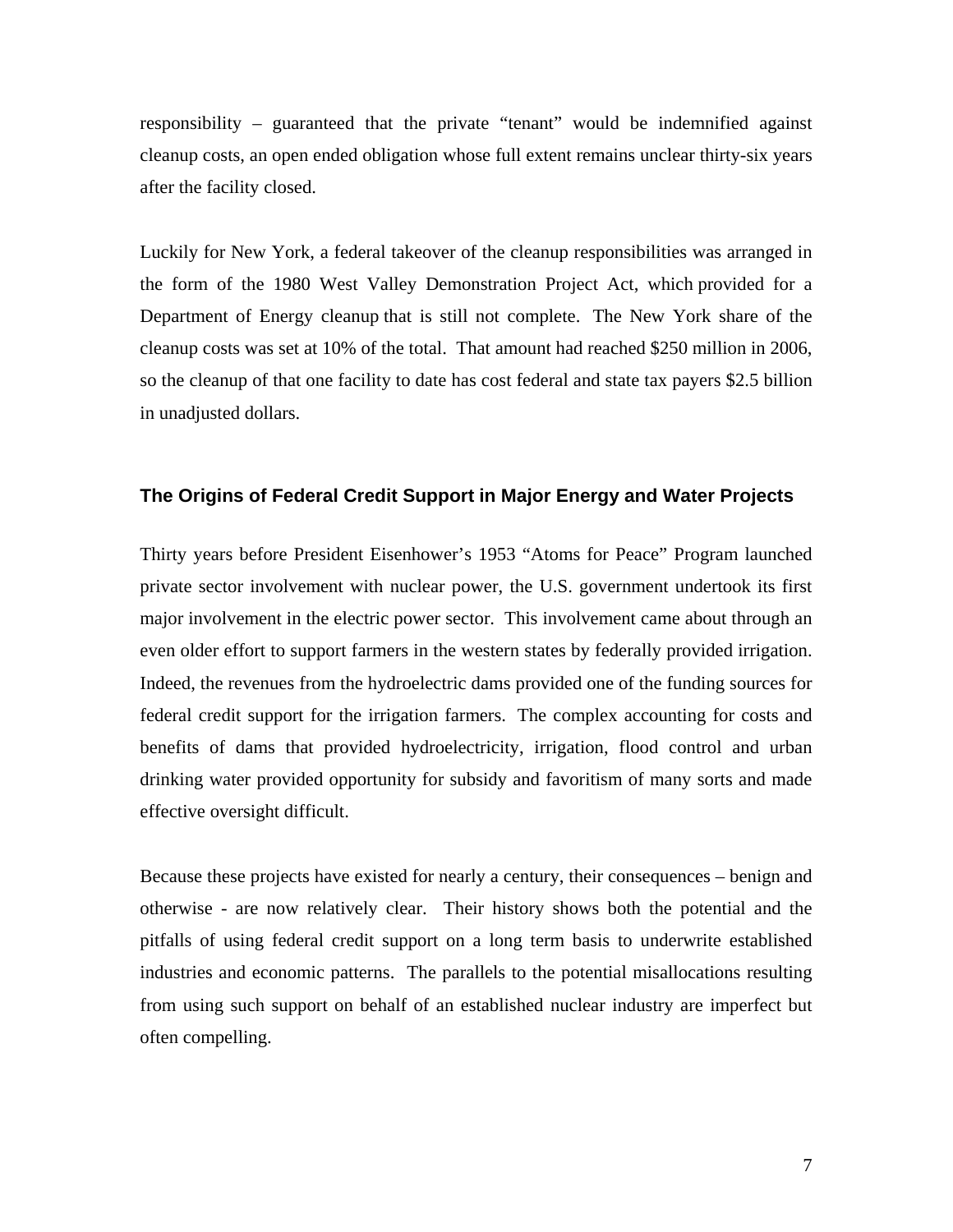responsibility – guaranteed that the private "tenant" would be indemnified against cleanup costs, an open ended obligation whose full extent remains unclear thirty-six years after the facility closed.

Luckily for New York, a federal takeover of the cleanup responsibilities was arranged in the form of the 1980 West Valley Demonstration Project Act, which provided for a Department of Energy cleanup that is still not complete. The New York share of the cleanup costs was set at 10% of the total. That amount had reached $250 million in 2006, so the cleanup of that one facility to date has cost federal and state tax payers $2.5 billion in unadjusted dollars.

### The Origins of Federal Credit Support in Major Energy and Water Projects

Thirty years before President Eisenhower's 1953 "Atoms for Peace" Program launched private sector involvement with nuclear power, the U.S. government undertook its first major involvement in the electric power sector. This involvement came about through an even older effort to support farmers in the western states by federally provided irrigation. Indeed, the revenues from the hydroelectric dams provided one of the funding sources for federal credit support for the irrigation farmers. The complex accounting for costs and benefits of dams that provided hydroelectricity, irrigation, flood control and urban drinking water provided opportunity for subsidy and favoritism of many sorts and made effective oversight difficult.

Because these projects have existed for nearly a century, their consequences – benign and otherwise - are now relatively clear. Their history shows both the potential and the pitfalls of using federal credit support on a long term basis to underwrite established industries and economic patterns. The parallels to the potential misallocations resulting from using such support on behalf of an established nuclear industry are imperfect but often compelling.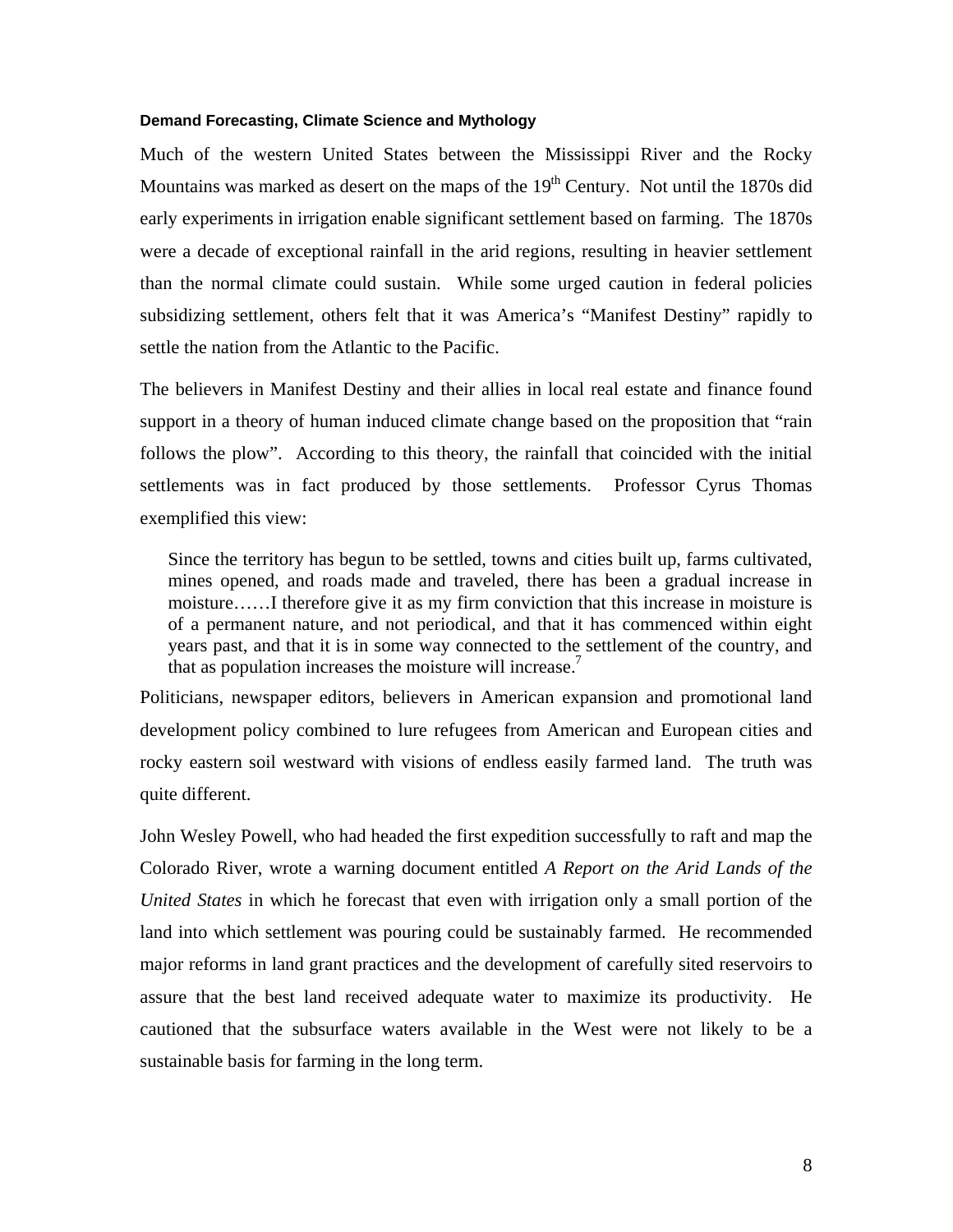### Demand Forecasting, Climate Science and Mythology

Much of the western United States between the Mississippi River and the Rocky Mountains was marked as desert on the maps of the 19th Century. Not until the 1870s did early experiments in irrigation enable significant settlement based on farming. The 1870s were a decade of exceptional rainfall in the arid regions, resulting in heavier settlement than the normal climate could sustain. While some urged caution in federal policies subsidizing settlement, others felt that it was America's "Manifest Destiny" rapidly to settle the nation from the Atlantic to the Pacific.

The believers in Manifest Destiny and their allies in local real estate and finance found support in a theory of human induced climate change based on the proposition that "rain follows the plow". According to this theory, the rainfall that coincided with the initial settlements was in fact produced by those settlements. Professor Cyrus Thomas exemplified this view:

> Since the territory has begun to be settled, towns and cities built up, farms cultivated, mines opened, and roads made and traveled, there has been a gradual increase in moisture……I therefore give it as my firm conviction that this increase in moisture is of a permanent nature, and not periodical, and that it has commenced within eight years past, and that it is in some way connected to the settlement of the country, and that as population increases the moisture will increase.[7]

Politicians, newspaper editors, believers in American expansion and promotional land development policy combined to lure refugees from American and European cities and rocky eastern soil westward with visions of endless easily farmed land. The truth was quite different.

John Wesley Powell, who had headed the first expedition successfully to raft and map the Colorado River, wrote a warning document entitled *A Report on the Arid Lands of the United States* in which he forecast that even with irrigation only a small portion of the land into which settlement was pouring could be sustainably farmed. He recommended major reforms in land grant practices and the development of carefully sited reservoirs to assure that the best land received adequate water to maximize its productivity. He cautioned that the subsurface waters available in the West were not likely to be a sustainable basis for farming in the long term.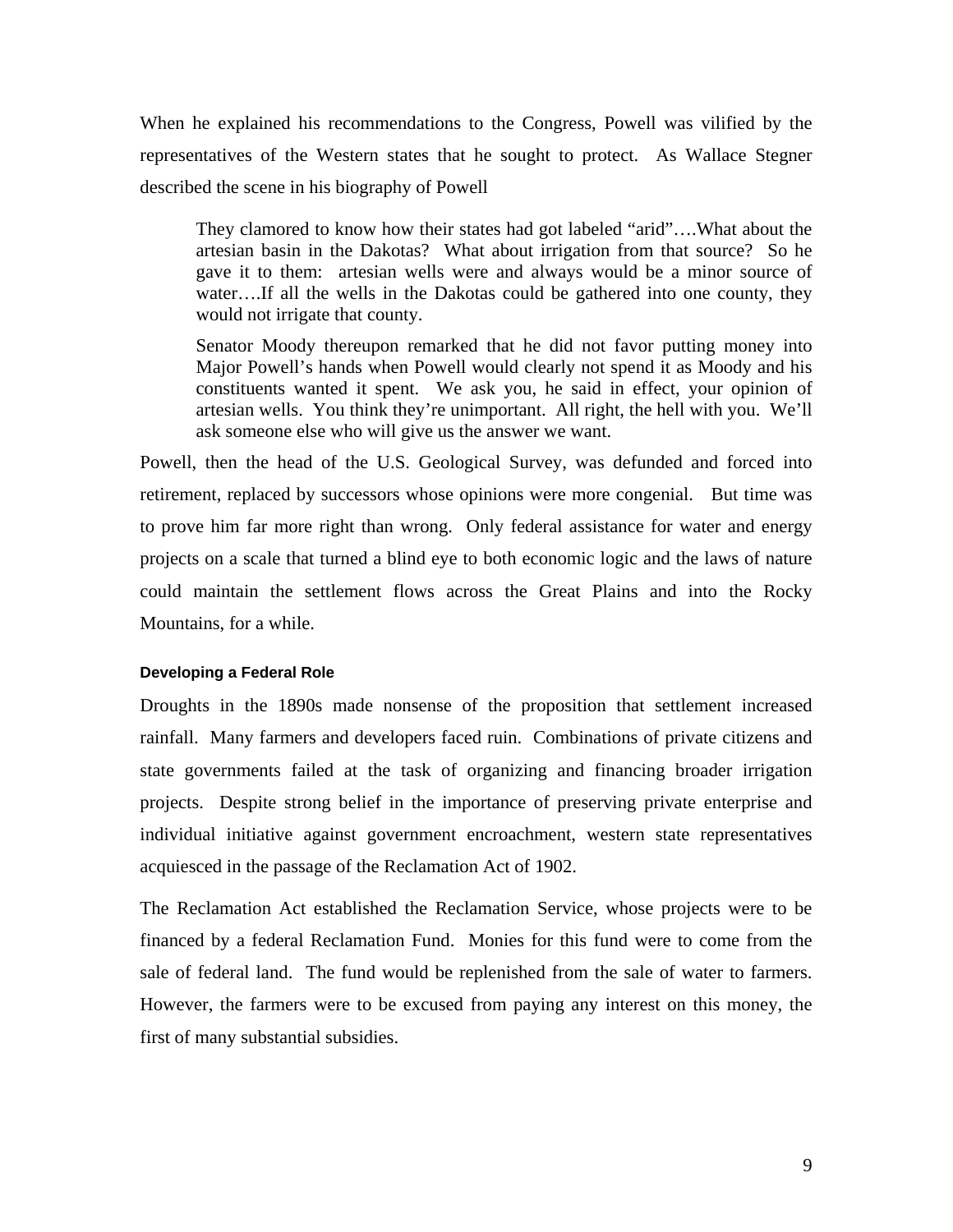When he explained his recommendations to the Congress, Powell was vilified by the representatives of the Western states that he sought to protect. As Wallace Stegner described the scene in his biography of Powell

> They clamored to know how their states had got labeled "arid"….What about the artesian basin in the Dakotas? What about irrigation from that source? So he gave it to them: artesian wells were and always would be a minor source of water….If all the wells in the Dakotas could be gathered into one county, they would not irrigate that county.
>
> Senator Moody thereupon remarked that he did not favor putting money into Major Powell's hands when Powell would clearly not spend it as Moody and his constituents wanted it spent. We ask you, he said in effect, your opinion of artesian wells. You think they're unimportant. All right, the hell with you. We'll ask someone else who will give us the answer we want.

Powell, then the head of the U.S. Geological Survey, was defunded and forced into retirement, replaced by successors whose opinions were more congenial. But time was to prove him far more right than wrong. Only federal assistance for water and energy projects on a scale that turned a blind eye to both economic logic and the laws of nature could maintain the settlement flows across the Great Plains and into the Rocky Mountains, for a while.

#### Developing a Federal Role

Droughts in the 1890s made nonsense of the proposition that settlement increased rainfall. Many farmers and developers faced ruin. Combinations of private citizens and state governments failed at the task of organizing and financing broader irrigation projects. Despite strong belief in the importance of preserving private enterprise and individual initiative against government encroachment, western state representatives acquiesced in the passage of the Reclamation Act of 1902.

The Reclamation Act established the Reclamation Service, whose projects were to be financed by a federal Reclamation Fund. Monies for this fund were to come from the sale of federal land. The fund would be replenished from the sale of water to farmers. However, the farmers were to be excused from paying any interest on this money, the first of many substantial subsidies.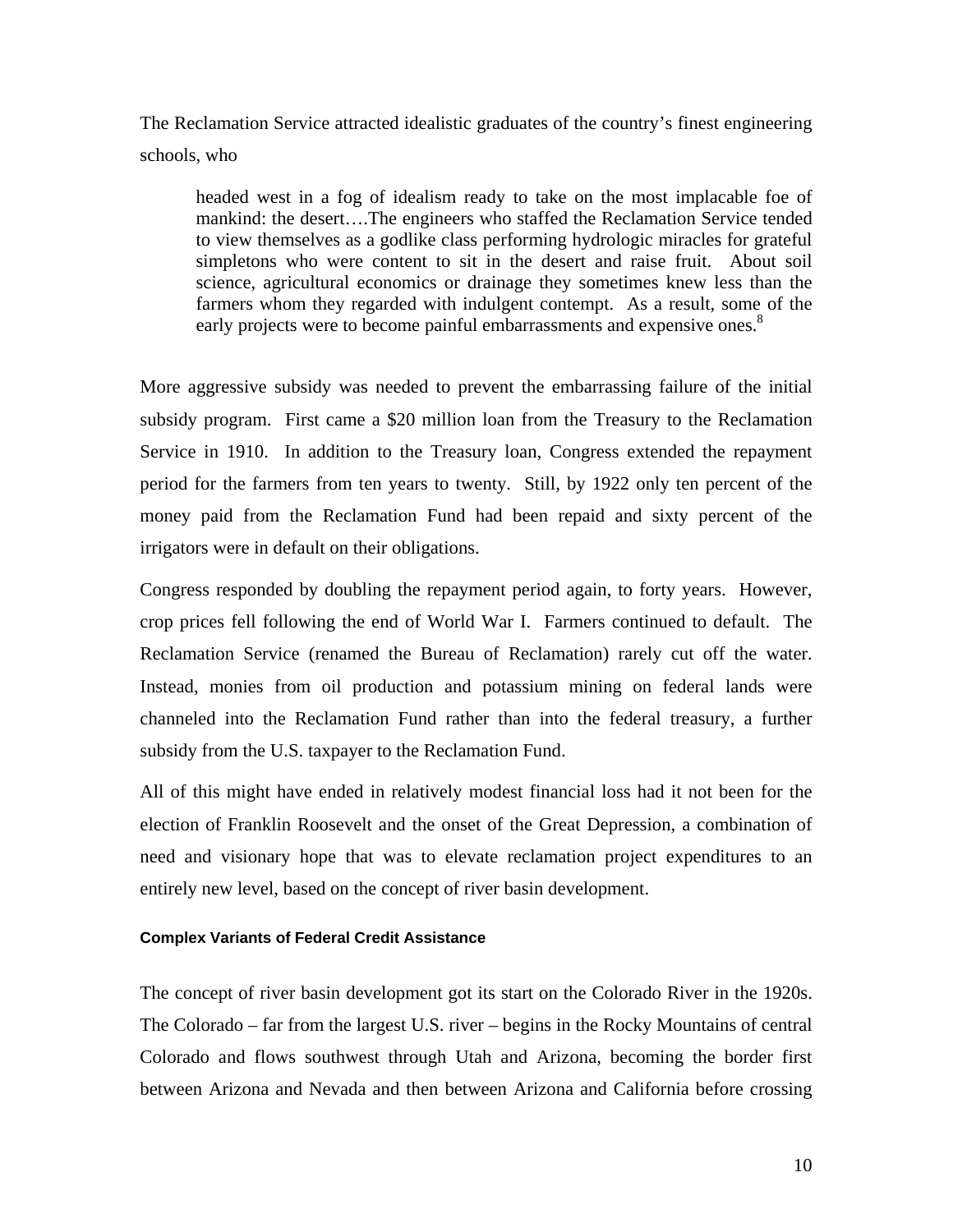The Reclamation Service attracted idealistic graduates of the country's finest engineering schools, who

> headed west in a fog of idealism ready to take on the most implacable foe of mankind: the desert….The engineers who staffed the Reclamation Service tended to view themselves as a godlike class performing hydrologic miracles for grateful simpletons who were content to sit in the desert and raise fruit. About soil science, agricultural economics or drainage they sometimes knew less than the farmers whom they regarded with indulgent contempt. As a result, some of the early projects were to become painful embarrassments and expensive ones.[8]

More aggressive subsidy was needed to prevent the embarrassing failure of the initial subsidy program. First came a $20 million loan from the Treasury to the Reclamation Service in 1910. In addition to the Treasury loan, Congress extended the repayment period for the farmers from ten years to twenty. Still, by 1922 only ten percent of the money paid from the Reclamation Fund had been repaid and sixty percent of the irrigators were in default on their obligations.

Congress responded by doubling the repayment period again, to forty years. However, crop prices fell following the end of World War I. Farmers continued to default. The Reclamation Service (renamed the Bureau of Reclamation) rarely cut off the water. Instead, monies from oil production and potassium mining on federal lands were channeled into the Reclamation Fund rather than into the federal treasury, a further subsidy from the U.S. taxpayer to the Reclamation Fund.

All of this might have ended in relatively modest financial loss had it not been for the election of Franklin Roosevelt and the onset of the Great Depression, a combination of need and visionary hope that was to elevate reclamation project expenditures to an entirely new level, based on the concept of river basin development.

#### Complex Variants of Federal Credit Assistance

The concept of river basin development got its start on the Colorado River in the 1920s. The Colorado – far from the largest U.S. river – begins in the Rocky Mountains of central Colorado and flows southwest through Utah and Arizona, becoming the border first between Arizona and Nevada and then between Arizona and California before crossing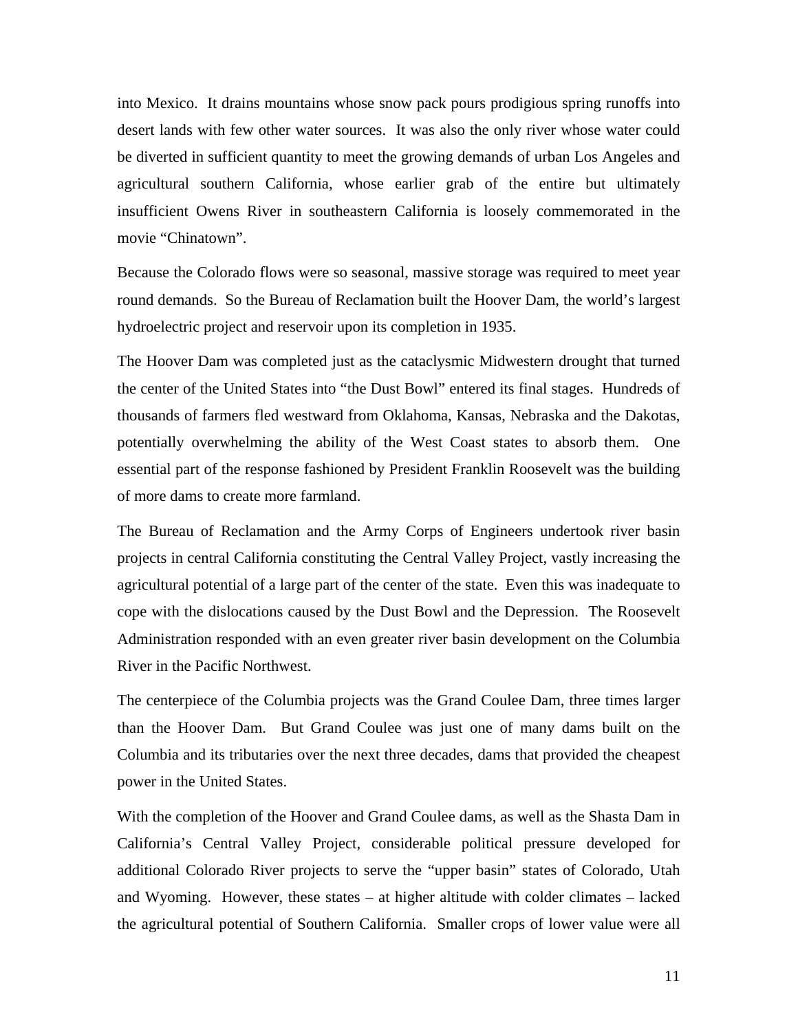into Mexico. It drains mountains whose snow pack pours prodigious spring runoffs into desert lands with few other water sources. It was also the only river whose water could be diverted in sufficient quantity to meet the growing demands of urban Los Angeles and agricultural southern California, whose earlier grab of the entire but ultimately insufficient Owens River in southeastern California is loosely commemorated in the movie "Chinatown".

Because the Colorado flows were so seasonal, massive storage was required to meet year round demands. So the Bureau of Reclamation built the Hoover Dam, the world's largest hydroelectric project and reservoir upon its completion in 1935.

The Hoover Dam was completed just as the cataclysmic Midwestern drought that turned the center of the United States into "the Dust Bowl" entered its final stages. Hundreds of thousands of farmers fled westward from Oklahoma, Kansas, Nebraska and the Dakotas, potentially overwhelming the ability of the West Coast states to absorb them. One essential part of the response fashioned by President Franklin Roosevelt was the building of more dams to create more farmland.

The Bureau of Reclamation and the Army Corps of Engineers undertook river basin projects in central California constituting the Central Valley Project, vastly increasing the agricultural potential of a large part of the center of the state. Even this was inadequate to cope with the dislocations caused by the Dust Bowl and the Depression. The Roosevelt Administration responded with an even greater river basin development on the Columbia River in the Pacific Northwest.

The centerpiece of the Columbia projects was the Grand Coulee Dam, three times larger than the Hoover Dam. But Grand Coulee was just one of many dams built on the Columbia and its tributaries over the next three decades, dams that provided the cheapest power in the United States.

With the completion of the Hoover and Grand Coulee dams, as well as the Shasta Dam in California's Central Valley Project, considerable political pressure developed for additional Colorado River projects to serve the "upper basin" states of Colorado, Utah and Wyoming. However, these states – at higher altitude with colder climates – lacked the agricultural potential of Southern California. Smaller crops of lower value were all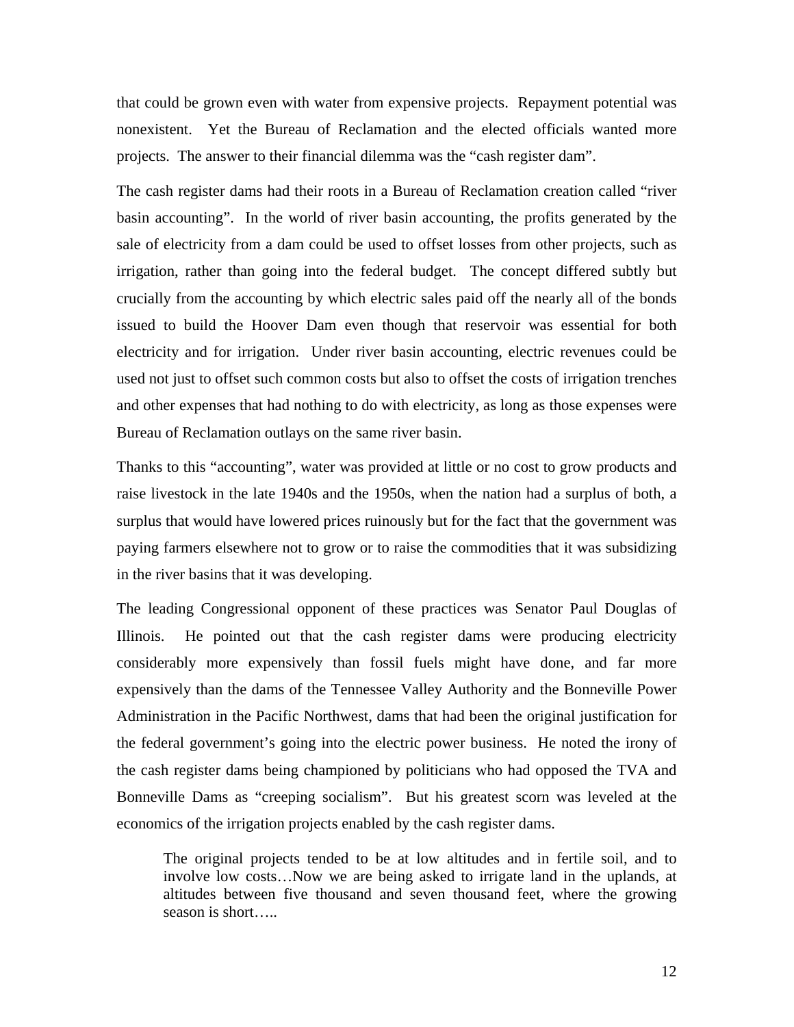that could be grown even with water from expensive projects. Repayment potential was nonexistent. Yet the Bureau of Reclamation and the elected officials wanted more projects. The answer to their financial dilemma was the "cash register dam".

The cash register dams had their roots in a Bureau of Reclamation creation called "river basin accounting". In the world of river basin accounting, the profits generated by the sale of electricity from a dam could be used to offset losses from other projects, such as irrigation, rather than going into the federal budget. The concept differed subtly but crucially from the accounting by which electric sales paid off the nearly all of the bonds issued to build the Hoover Dam even though that reservoir was essential for both electricity and for irrigation. Under river basin accounting, electric revenues could be used not just to offset such common costs but also to offset the costs of irrigation trenches and other expenses that had nothing to do with electricity, as long as those expenses were Bureau of Reclamation outlays on the same river basin.

Thanks to this "accounting", water was provided at little or no cost to grow products and raise livestock in the late 1940s and the 1950s, when the nation had a surplus of both, a surplus that would have lowered prices ruinously but for the fact that the government was paying farmers elsewhere not to grow or to raise the commodities that it was subsidizing in the river basins that it was developing.

The leading Congressional opponent of these practices was Senator Paul Douglas of Illinois. He pointed out that the cash register dams were producing electricity considerably more expensively than fossil fuels might have done, and far more expensively than the dams of the Tennessee Valley Authority and the Bonneville Power Administration in the Pacific Northwest, dams that had been the original justification for the federal government's going into the electric power business. He noted the irony of the cash register dams being championed by politicians who had opposed the TVA and Bonneville Dams as "creeping socialism". But his greatest scorn was leveled at the economics of the irrigation projects enabled by the cash register dams.

> The original projects tended to be at low altitudes and in fertile soil, and to involve low costs…Now we are being asked to irrigate land in the uplands, at altitudes between five thousand and seven thousand feet, where the growing season is short…..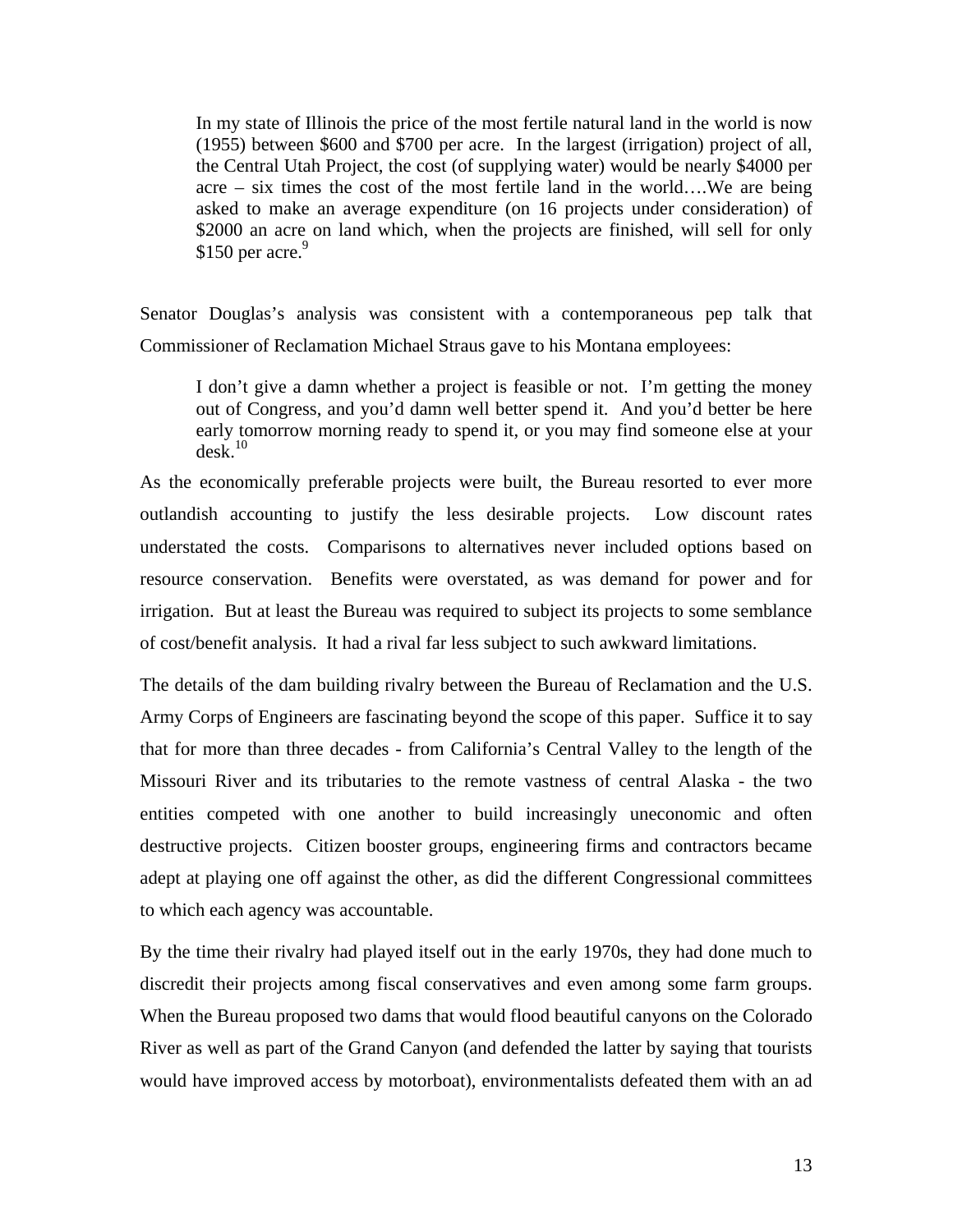> In my state of Illinois the price of the most fertile natural land in the world is now (1955) between \$600 and \$700 per acre. In the largest (irrigation) project of all, the Central Utah Project, the cost (of supplying water) would be nearly \$4000 per acre – six times the cost of the most fertile land in the world….We are being asked to make an average expenditure (on 16 projects under consideration) of \$2000 an acre on land which, when the projects are finished, will sell for only \$150 per acre.[9]

Senator Douglas's analysis was consistent with a contemporaneous pep talk that Commissioner of Reclamation Michael Straus gave to his Montana employees:

> I don't give a damn whether a project is feasible or not. I'm getting the money out of Congress, and you'd damn well better spend it. And you'd better be here early tomorrow morning ready to spend it, or you may find someone else at your desk.[10]

As the economically preferable projects were built, the Bureau resorted to ever more outlandish accounting to justify the less desirable projects. Low discount rates understated the costs. Comparisons to alternatives never included options based on resource conservation. Benefits were overstated, as was demand for power and for irrigation. But at least the Bureau was required to subject its projects to some semblance of cost/benefit analysis. It had a rival far less subject to such awkward limitations.

The details of the dam building rivalry between the Bureau of Reclamation and the U.S. Army Corps of Engineers are fascinating beyond the scope of this paper. Suffice it to say that for more than three decades - from California's Central Valley to the length of the Missouri River and its tributaries to the remote vastness of central Alaska - the two entities competed with one another to build increasingly uneconomic and often destructive projects. Citizen booster groups, engineering firms and contractors became adept at playing one off against the other, as did the different Congressional committees to which each agency was accountable.

By the time their rivalry had played itself out in the early 1970s, they had done much to discredit their projects among fiscal conservatives and even among some farm groups. When the Bureau proposed two dams that would flood beautiful canyons on the Colorado River as well as part of the Grand Canyon (and defended the latter by saying that tourists would have improved access by motorboat), environmentalists defeated them with an ad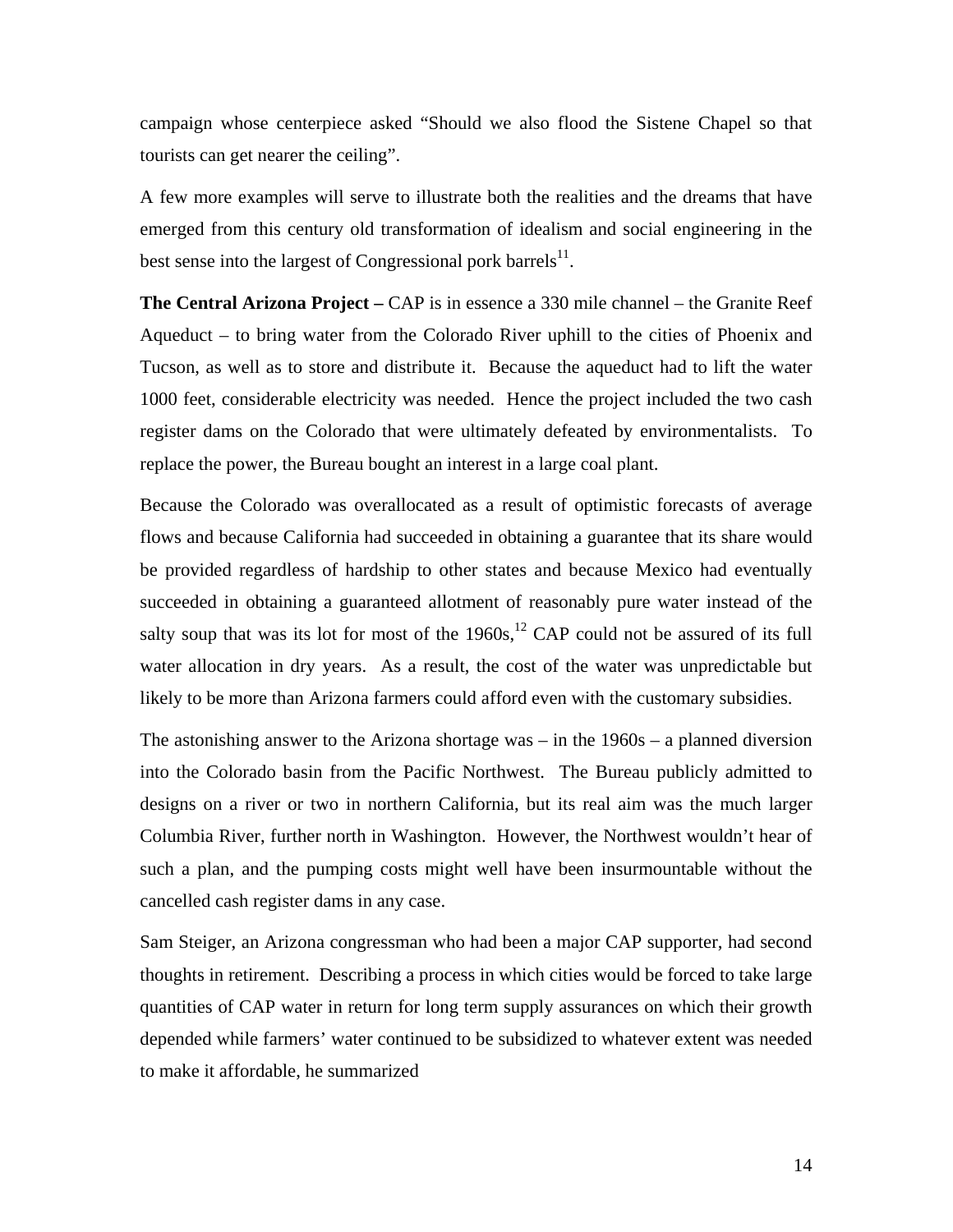campaign whose centerpiece asked “Should we also flood the Sistene Chapel so that tourists can get nearer the ceiling”.

A few more examples will serve to illustrate both the realities and the dreams that have emerged from this century old transformation of idealism and social engineering in the best sense into the largest of Congressional pork barrels[11].

**The Central Arizona Project –** CAP is in essence a 330 mile channel – the Granite Reef Aqueduct – to bring water from the Colorado River uphill to the cities of Phoenix and Tucson, as well as to store and distribute it. Because the aqueduct had to lift the water 1000 feet, considerable electricity was needed. Hence the project included the two cash register dams on the Colorado that were ultimately defeated by environmentalists. To replace the power, the Bureau bought an interest in a large coal plant.

Because the Colorado was overallocated as a result of optimistic forecasts of average flows and because California had succeeded in obtaining a guarantee that its share would be provided regardless of hardship to other states and because Mexico had eventually succeeded in obtaining a guaranteed allotment of reasonably pure water instead of the salty soup that was its lot for most of the 1960s,[12] CAP could not be assured of its full water allocation in dry years. As a result, the cost of the water was unpredictable but likely to be more than Arizona farmers could afford even with the customary subsidies.

The astonishing answer to the Arizona shortage was – in the 1960s – a planned diversion into the Colorado basin from the Pacific Northwest. The Bureau publicly admitted to designs on a river or two in northern California, but its real aim was the much larger Columbia River, further north in Washington. However, the Northwest wouldn’t hear of such a plan, and the pumping costs might well have been insurmountable without the cancelled cash register dams in any case.

Sam Steiger, an Arizona congressman who had been a major CAP supporter, had second thoughts in retirement. Describing a process in which cities would be forced to take large quantities of CAP water in return for long term supply assurances on which their growth depended while farmers’ water continued to be subsidized to whatever extent was needed to make it affordable, he summarized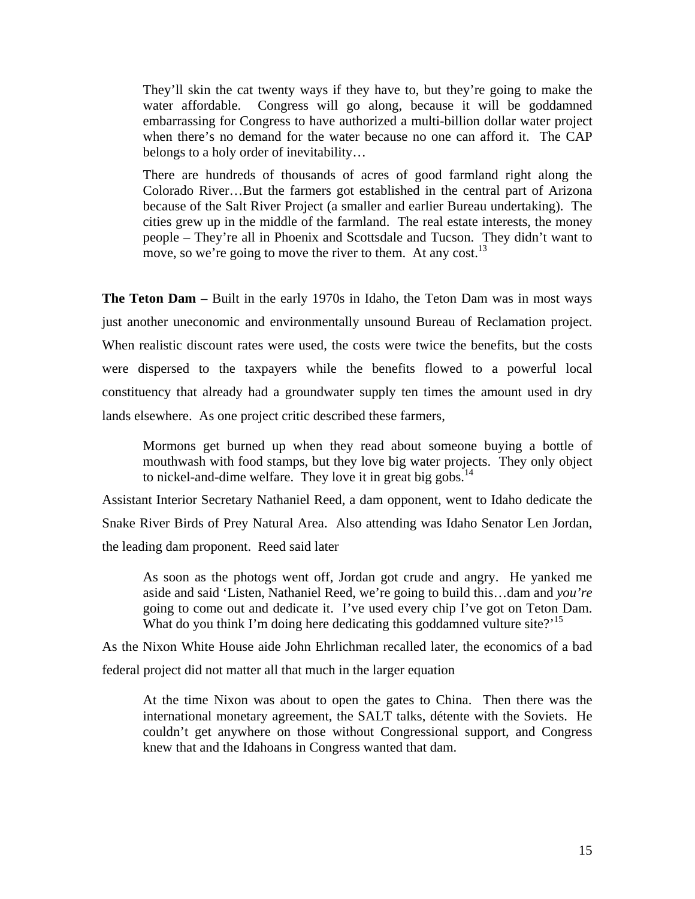> They'll skin the cat twenty ways if they have to, but they're going to make the water affordable. Congress will go along, because it will be goddamned embarrassing for Congress to have authorized a multi-billion dollar water project when there's no demand for the water because no one can afford it. The CAP belongs to a holy order of inevitability…
>
> There are hundreds of thousands of acres of good farmland right along the Colorado River…But the farmers got established in the central part of Arizona because of the Salt River Project (a smaller and earlier Bureau undertaking). The cities grew up in the middle of the farmland. The real estate interests, the money people – They're all in Phoenix and Scottsdale and Tucson. They didn't want to move, so we're going to move the river to them. At any cost.[13]

**The Teton Dam –** Built in the early 1970s in Idaho, the Teton Dam was in most ways just another uneconomic and environmentally unsound Bureau of Reclamation project. When realistic discount rates were used, the costs were twice the benefits, but the costs were dispersed to the taxpayers while the benefits flowed to a powerful local constituency that already had a groundwater supply ten times the amount used in dry lands elsewhere. As one project critic described these farmers,

> Mormons get burned up when they read about someone buying a bottle of mouthwash with food stamps, but they love big water projects. They only object to nickel-and-dime welfare. They love it in great big gobs.[14]

Assistant Interior Secretary Nathaniel Reed, a dam opponent, went to Idaho dedicate the Snake River Birds of Prey Natural Area. Also attending was Idaho Senator Len Jordan, the leading dam proponent. Reed said later

> As soon as the photogs went off, Jordan got crude and angry. He yanked me aside and said 'Listen, Nathaniel Reed, we're going to build this…dam and *you're* going to come out and dedicate it. I've used every chip I've got on Teton Dam. What do you think I'm doing here dedicating this goddamned vulture site?'[15]

As the Nixon White House aide John Ehrlichman recalled later, the economics of a bad federal project did not matter all that much in the larger equation

> At the time Nixon was about to open the gates to China. Then there was the international monetary agreement, the SALT talks, détente with the Soviets. He couldn't get anywhere on those without Congressional support, and Congress knew that and the Idahoans in Congress wanted that dam.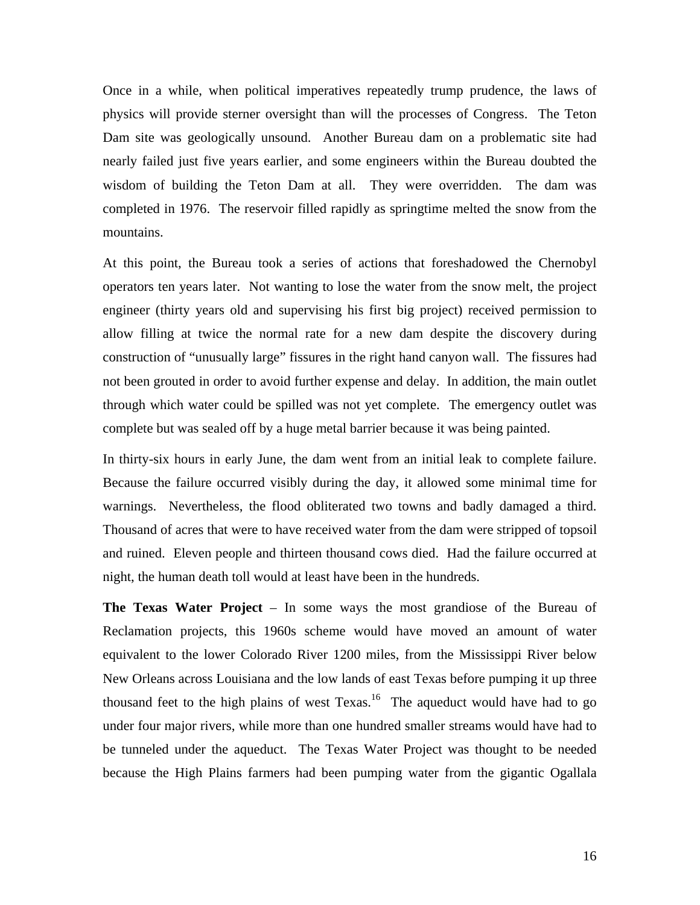Once in a while, when political imperatives repeatedly trump prudence, the laws of physics will provide sterner oversight than will the processes of Congress. The Teton Dam site was geologically unsound. Another Bureau dam on a problematic site had nearly failed just five years earlier, and some engineers within the Bureau doubted the wisdom of building the Teton Dam at all. They were overridden. The dam was completed in 1976. The reservoir filled rapidly as springtime melted the snow from the mountains.

At this point, the Bureau took a series of actions that foreshadowed the Chernobyl operators ten years later. Not wanting to lose the water from the snow melt, the project engineer (thirty years old and supervising his first big project) received permission to allow filling at twice the normal rate for a new dam despite the discovery during construction of "unusually large" fissures in the right hand canyon wall. The fissures had not been grouted in order to avoid further expense and delay. In addition, the main outlet through which water could be spilled was not yet complete. The emergency outlet was complete but was sealed off by a huge metal barrier because it was being painted.

In thirty-six hours in early June, the dam went from an initial leak to complete failure. Because the failure occurred visibly during the day, it allowed some minimal time for warnings. Nevertheless, the flood obliterated two towns and badly damaged a third. Thousand of acres that were to have received water from the dam were stripped of topsoil and ruined. Eleven people and thirteen thousand cows died. Had the failure occurred at night, the human death toll would at least have been in the hundreds.

**The Texas Water Project** – In some ways the most grandiose of the Bureau of Reclamation projects, this 1960s scheme would have moved an amount of water equivalent to the lower Colorado River 1200 miles, from the Mississippi River below New Orleans across Louisiana and the low lands of east Texas before pumping it up three thousand feet to the high plains of west Texas.[16] The aqueduct would have had to go under four major rivers, while more than one hundred smaller streams would have had to be tunneled under the aqueduct. The Texas Water Project was thought to be needed because the High Plains farmers had been pumping water from the gigantic Ogallala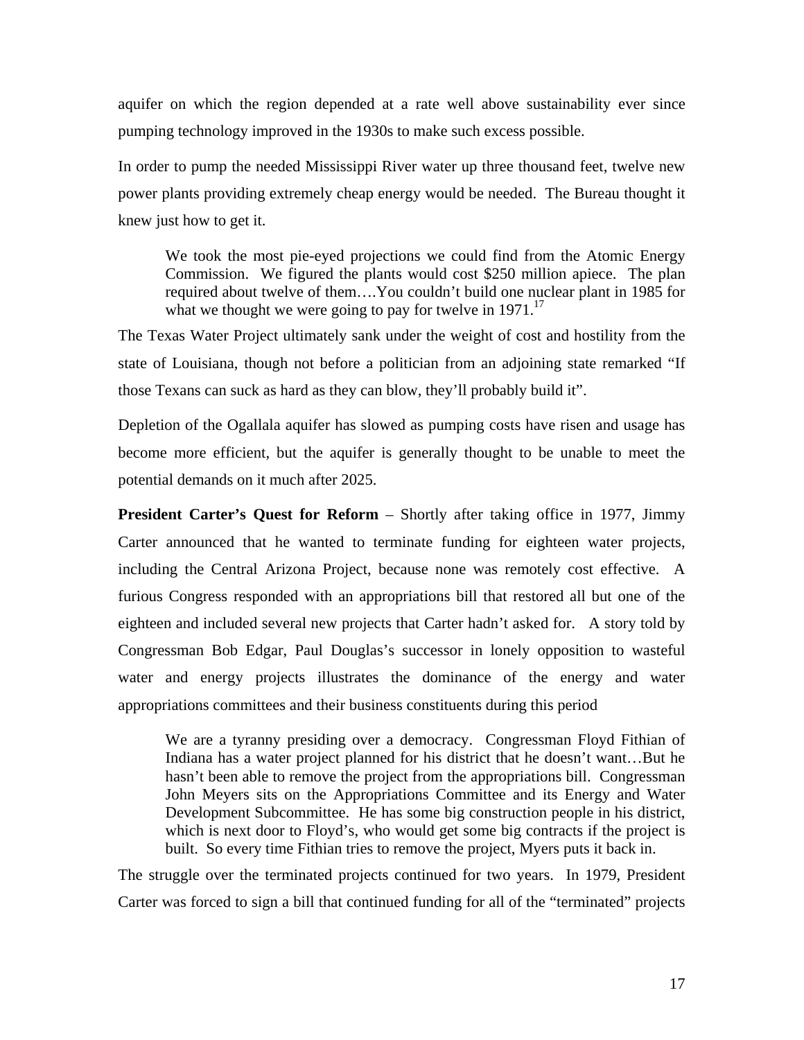aquifer on which the region depended at a rate well above sustainability ever since pumping technology improved in the 1930s to make such excess possible.

In order to pump the needed Mississippi River water up three thousand feet, twelve new power plants providing extremely cheap energy would be needed. The Bureau thought it knew just how to get it.

> We took the most pie-eyed projections we could find from the Atomic Energy Commission. We figured the plants would cost $250 million apiece. The plan required about twelve of them….You couldn't build one nuclear plant in 1985 for what we thought we were going to pay for twelve in 1971.[17]

The Texas Water Project ultimately sank under the weight of cost and hostility from the state of Louisiana, though not before a politician from an adjoining state remarked "If those Texans can suck as hard as they can blow, they'll probably build it".

Depletion of the Ogallala aquifer has slowed as pumping costs have risen and usage has become more efficient, but the aquifer is generally thought to be unable to meet the potential demands on it much after 2025.

**President Carter's Quest for Reform** – Shortly after taking office in 1977, Jimmy Carter announced that he wanted to terminate funding for eighteen water projects, including the Central Arizona Project, because none was remotely cost effective. A furious Congress responded with an appropriations bill that restored all but one of the eighteen and included several new projects that Carter hadn't asked for. A story told by Congressman Bob Edgar, Paul Douglas's successor in lonely opposition to wasteful water and energy projects illustrates the dominance of the energy and water appropriations committees and their business constituents during this period

> We are a tyranny presiding over a democracy. Congressman Floyd Fithian of Indiana has a water project planned for his district that he doesn't want…But he hasn't been able to remove the project from the appropriations bill. Congressman John Meyers sits on the Appropriations Committee and its Energy and Water Development Subcommittee. He has some big construction people in his district, which is next door to Floyd's, who would get some big contracts if the project is built. So every time Fithian tries to remove the project, Myers puts it back in.

The struggle over the terminated projects continued for two years. In 1979, President Carter was forced to sign a bill that continued funding for all of the "terminated" projects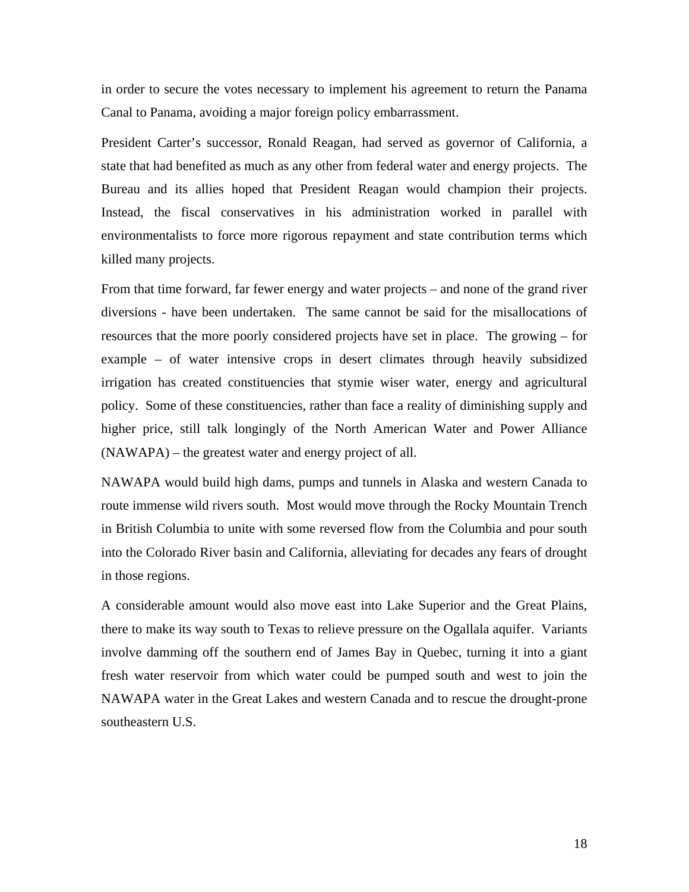in order to secure the votes necessary to implement his agreement to return the Panama Canal to Panama, avoiding a major foreign policy embarrassment.

President Carter's successor, Ronald Reagan, had served as governor of California, a state that had benefited as much as any other from federal water and energy projects. The Bureau and its allies hoped that President Reagan would champion their projects. Instead, the fiscal conservatives in his administration worked in parallel with environmentalists to force more rigorous repayment and state contribution terms which killed many projects.

From that time forward, far fewer energy and water projects – and none of the grand river diversions - have been undertaken. The same cannot be said for the misallocations of resources that the more poorly considered projects have set in place. The growing – for example – of water intensive crops in desert climates through heavily subsidized irrigation has created constituencies that stymie wiser water, energy and agricultural policy. Some of these constituencies, rather than face a reality of diminishing supply and higher price, still talk longingly of the North American Water and Power Alliance (NAWAPA) – the greatest water and energy project of all.

NAWAPA would build high dams, pumps and tunnels in Alaska and western Canada to route immense wild rivers south. Most would move through the Rocky Mountain Trench in British Columbia to unite with some reversed flow from the Columbia and pour south into the Colorado River basin and California, alleviating for decades any fears of drought in those regions.

A considerable amount would also move east into Lake Superior and the Great Plains, there to make its way south to Texas to relieve pressure on the Ogallala aquifer. Variants involve damming off the southern end of James Bay in Quebec, turning it into a giant fresh water reservoir from which water could be pumped south and west to join the NAWAPA water in the Great Lakes and western Canada and to rescue the drought-prone southeastern U.S.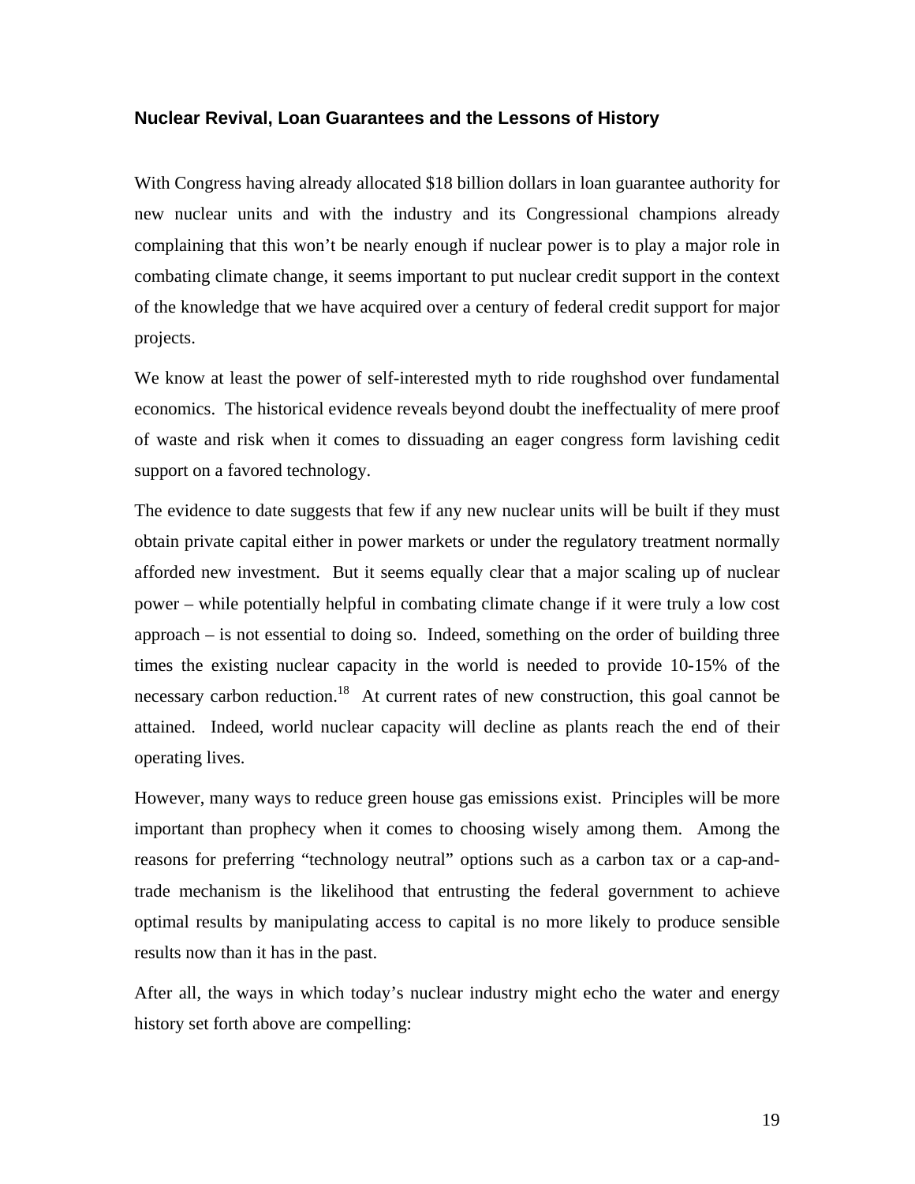### Nuclear Revival, Loan Guarantees and the Lessons of History

With Congress having already allocated $18 billion dollars in loan guarantee authority for new nuclear units and with the industry and its Congressional champions already complaining that this won't be nearly enough if nuclear power is to play a major role in combating climate change, it seems important to put nuclear credit support in the context of the knowledge that we have acquired over a century of federal credit support for major projects.

We know at least the power of self-interested myth to ride roughshod over fundamental economics. The historical evidence reveals beyond doubt the ineffectuality of mere proof of waste and risk when it comes to dissuading an eager congress form lavishing cedit support on a favored technology.

The evidence to date suggests that few if any new nuclear units will be built if they must obtain private capital either in power markets or under the regulatory treatment normally afforded new investment. But it seems equally clear that a major scaling up of nuclear power – while potentially helpful in combating climate change if it were truly a low cost approach – is not essential to doing so. Indeed, something on the order of building three times the existing nuclear capacity in the world is needed to provide 10-15% of the necessary carbon reduction.[18] At current rates of new construction, this goal cannot be attained. Indeed, world nuclear capacity will decline as plants reach the end of their operating lives.

However, many ways to reduce green house gas emissions exist. Principles will be more important than prophecy when it comes to choosing wisely among them. Among the reasons for preferring "technology neutral" options such as a carbon tax or a cap-and-trade mechanism is the likelihood that entrusting the federal government to achieve optimal results by manipulating access to capital is no more likely to produce sensible results now than it has in the past.

After all, the ways in which today's nuclear industry might echo the water and energy history set forth above are compelling: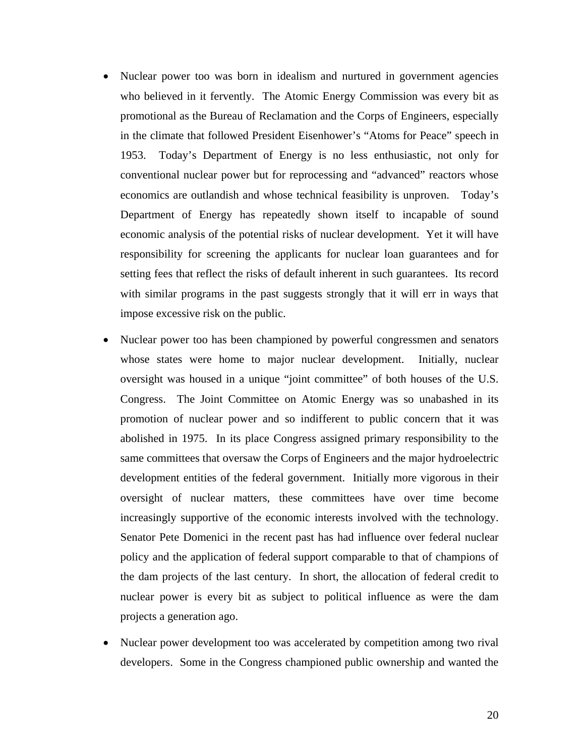- Nuclear power too was born in idealism and nurtured in government agencies who believed in it fervently. The Atomic Energy Commission was every bit as promotional as the Bureau of Reclamation and the Corps of Engineers, especially in the climate that followed President Eisenhower's "Atoms for Peace" speech in 1953. Today's Department of Energy is no less enthusiastic, not only for conventional nuclear power but for reprocessing and "advanced" reactors whose economics are outlandish and whose technical feasibility is unproven. Today's Department of Energy has repeatedly shown itself to incapable of sound economic analysis of the potential risks of nuclear development. Yet it will have responsibility for screening the applicants for nuclear loan guarantees and for setting fees that reflect the risks of default inherent in such guarantees. Its record with similar programs in the past suggests strongly that it will err in ways that impose excessive risk on the public.

- Nuclear power too has been championed by powerful congressmen and senators whose states were home to major nuclear development. Initially, nuclear oversight was housed in a unique "joint committee" of both houses of the U.S. Congress. The Joint Committee on Atomic Energy was so unabashed in its promotion of nuclear power and so indifferent to public concern that it was abolished in 1975. In its place Congress assigned primary responsibility to the same committees that oversaw the Corps of Engineers and the major hydroelectric development entities of the federal government. Initially more vigorous in their oversight of nuclear matters, these committees have over time become increasingly supportive of the economic interests involved with the technology. Senator Pete Domenici in the recent past has had influence over federal nuclear policy and the application of federal support comparable to that of champions of the dam projects of the last century. In short, the allocation of federal credit to nuclear power is every bit as subject to political influence as were the dam projects a generation ago.

- Nuclear power development too was accelerated by competition among two rival developers. Some in the Congress championed public ownership and wanted the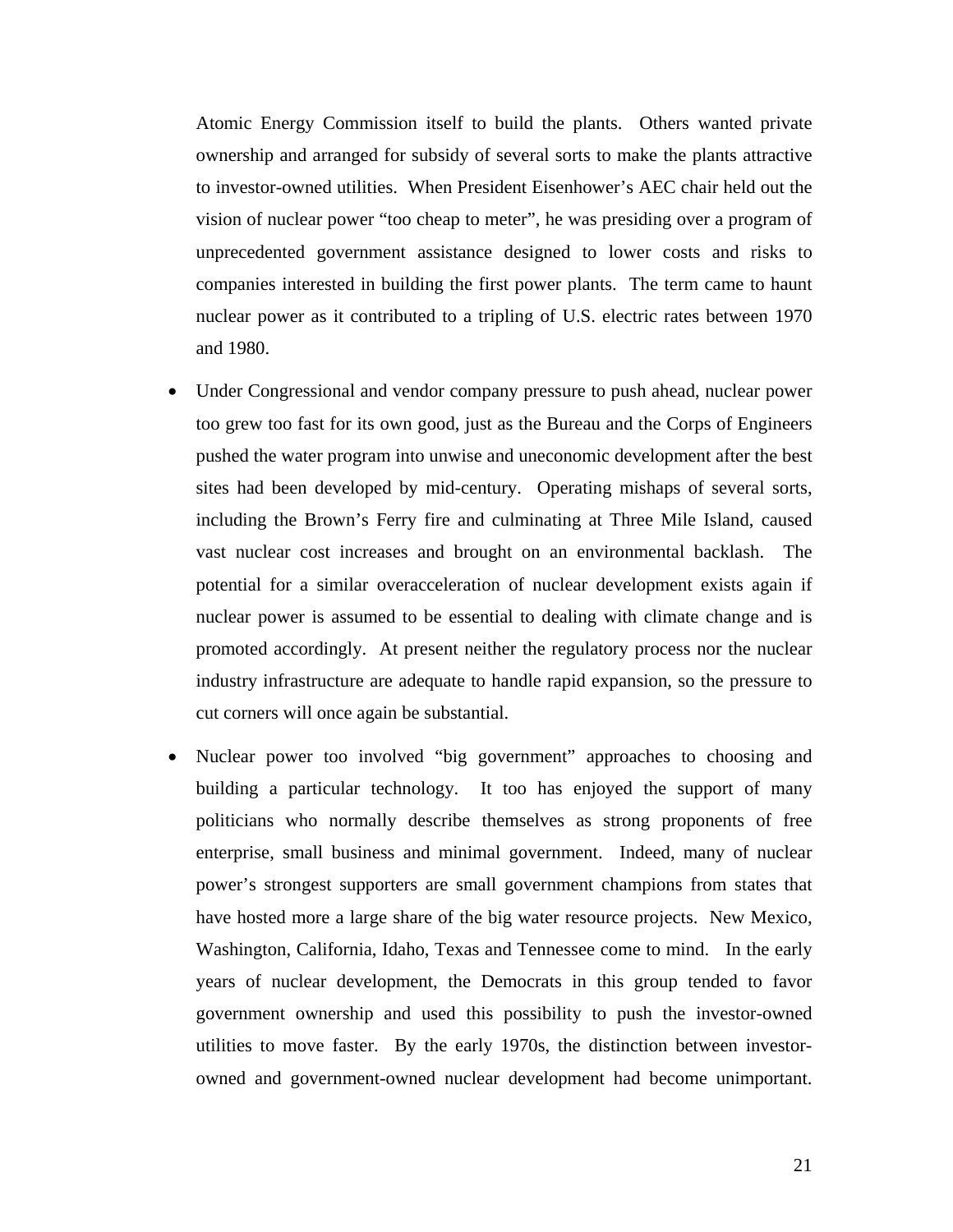Atomic Energy Commission itself to build the plants. Others wanted private ownership and arranged for subsidy of several sorts to make the plants attractive to investor-owned utilities. When President Eisenhower's AEC chair held out the vision of nuclear power "too cheap to meter", he was presiding over a program of unprecedented government assistance designed to lower costs and risks to companies interested in building the first power plants. The term came to haunt nuclear power as it contributed to a tripling of U.S. electric rates between 1970 and 1980.

- Under Congressional and vendor company pressure to push ahead, nuclear power too grew too fast for its own good, just as the Bureau and the Corps of Engineers pushed the water program into unwise and uneconomic development after the best sites had been developed by mid-century. Operating mishaps of several sorts, including the Brown's Ferry fire and culminating at Three Mile Island, caused vast nuclear cost increases and brought on an environmental backlash. The potential for a similar overacceleration of nuclear development exists again if nuclear power is assumed to be essential to dealing with climate change and is promoted accordingly. At present neither the regulatory process nor the nuclear industry infrastructure are adequate to handle rapid expansion, so the pressure to cut corners will once again be substantial.

- Nuclear power too involved "big government" approaches to choosing and building a particular technology. It too has enjoyed the support of many politicians who normally describe themselves as strong proponents of free enterprise, small business and minimal government. Indeed, many of nuclear power's strongest supporters are small government champions from states that have hosted more a large share of the big water resource projects. New Mexico, Washington, California, Idaho, Texas and Tennessee come to mind. In the early years of nuclear development, the Democrats in this group tended to favor government ownership and used this possibility to push the investor-owned utilities to move faster. By the early 1970s, the distinction between investor-owned and government-owned nuclear development had become unimportant.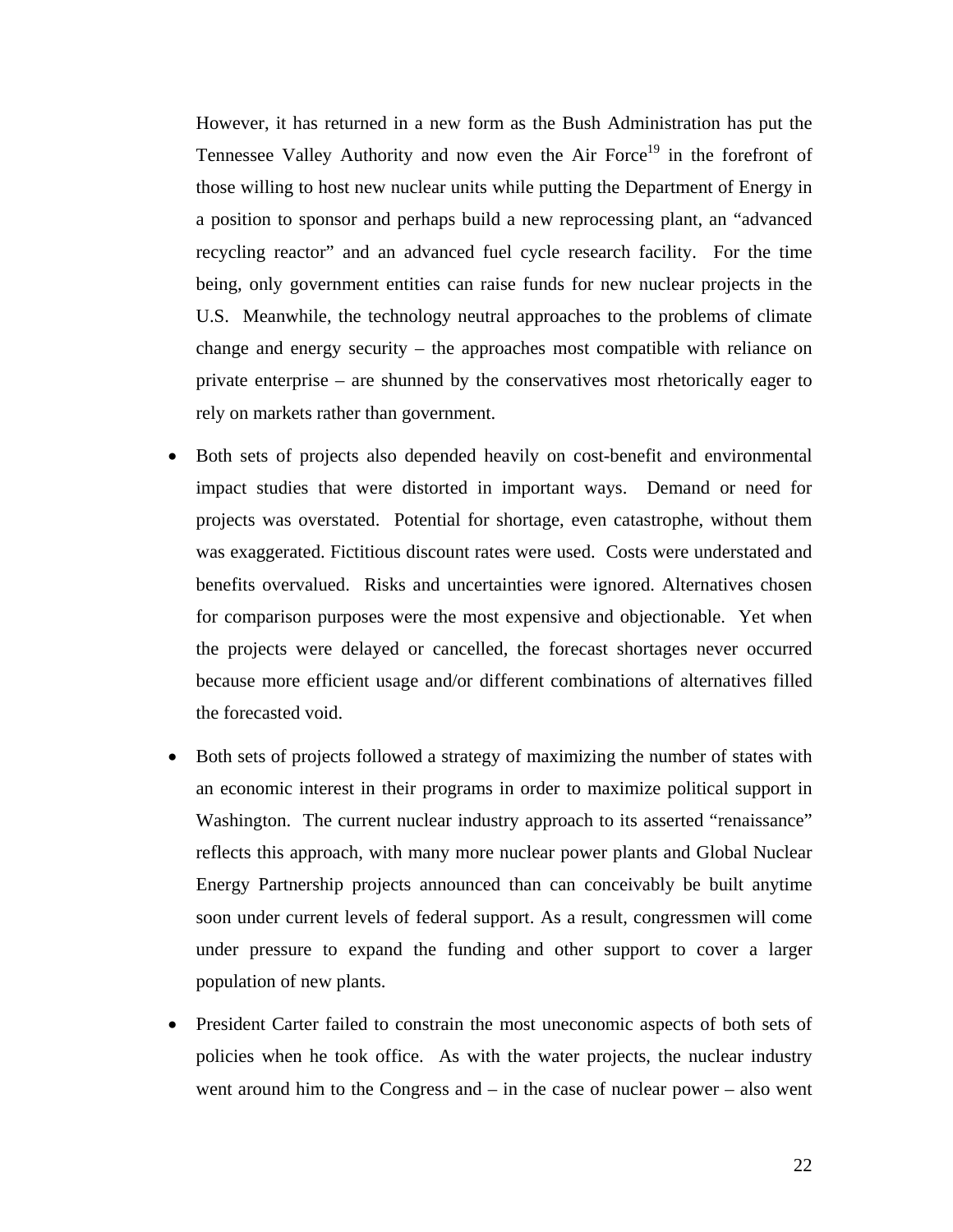However, it has returned in a new form as the Bush Administration has put the Tennessee Valley Authority and now even the Air Force[19] in the forefront of those willing to host new nuclear units while putting the Department of Energy in a position to sponsor and perhaps build a new reprocessing plant, an "advanced recycling reactor" and an advanced fuel cycle research facility. For the time being, only government entities can raise funds for new nuclear projects in the U.S. Meanwhile, the technology neutral approaches to the problems of climate change and energy security – the approaches most compatible with reliance on private enterprise – are shunned by the conservatives most rhetorically eager to rely on markets rather than government.

- Both sets of projects also depended heavily on cost-benefit and environmental impact studies that were distorted in important ways. Demand or need for projects was overstated. Potential for shortage, even catastrophe, without them was exaggerated. Fictitious discount rates were used. Costs were understated and benefits overvalued. Risks and uncertainties were ignored. Alternatives chosen for comparison purposes were the most expensive and objectionable. Yet when the projects were delayed or cancelled, the forecast shortages never occurred because more efficient usage and/or different combinations of alternatives filled the forecasted void.

- Both sets of projects followed a strategy of maximizing the number of states with an economic interest in their programs in order to maximize political support in Washington. The current nuclear industry approach to its asserted "renaissance" reflects this approach, with many more nuclear power plants and Global Nuclear Energy Partnership projects announced than can conceivably be built anytime soon under current levels of federal support. As a result, congressmen will come under pressure to expand the funding and other support to cover a larger population of new plants.

- President Carter failed to constrain the most uneconomic aspects of both sets of policies when he took office. As with the water projects, the nuclear industry went around him to the Congress and – in the case of nuclear power – also went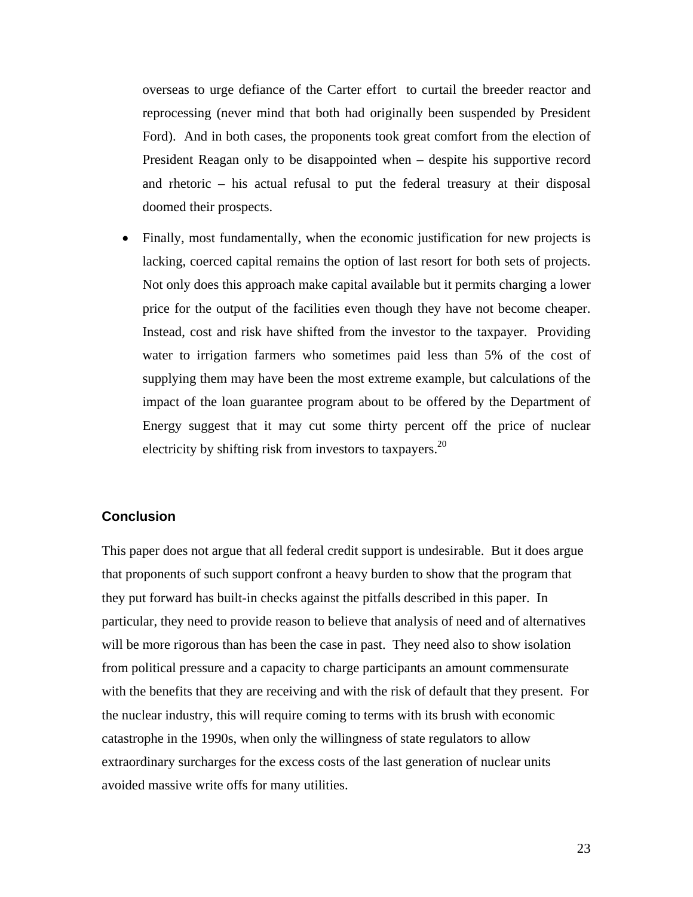overseas to urge defiance of the Carter effort to curtail the breeder reactor and reprocessing (never mind that both had originally been suspended by President Ford). And in both cases, the proponents took great comfort from the election of President Reagan only to be disappointed when – despite his supportive record and rhetoric – his actual refusal to put the federal treasury at their disposal doomed their prospects.

- Finally, most fundamentally, when the economic justification for new projects is lacking, coerced capital remains the option of last resort for both sets of projects. Not only does this approach make capital available but it permits charging a lower price for the output of the facilities even though they have not become cheaper. Instead, cost and risk have shifted from the investor to the taxpayer. Providing water to irrigation farmers who sometimes paid less than 5% of the cost of supplying them may have been the most extreme example, but calculations of the impact of the loan guarantee program about to be offered by the Department of Energy suggest that it may cut some thirty percent off the price of nuclear electricity by shifting risk from investors to taxpayers.[20]

## Conclusion

This paper does not argue that all federal credit support is undesirable. But it does argue that proponents of such support confront a heavy burden to show that the program that they put forward has built-in checks against the pitfalls described in this paper. In particular, they need to provide reason to believe that analysis of need and of alternatives will be more rigorous than has been the case in past. They need also to show isolation from political pressure and a capacity to charge participants an amount commensurate with the benefits that they are receiving and with the risk of default that they present. For the nuclear industry, this will require coming to terms with its brush with economic catastrophe in the 1990s, when only the willingness of state regulators to allow extraordinary surcharges for the excess costs of the last generation of nuclear units avoided massive write offs for many utilities.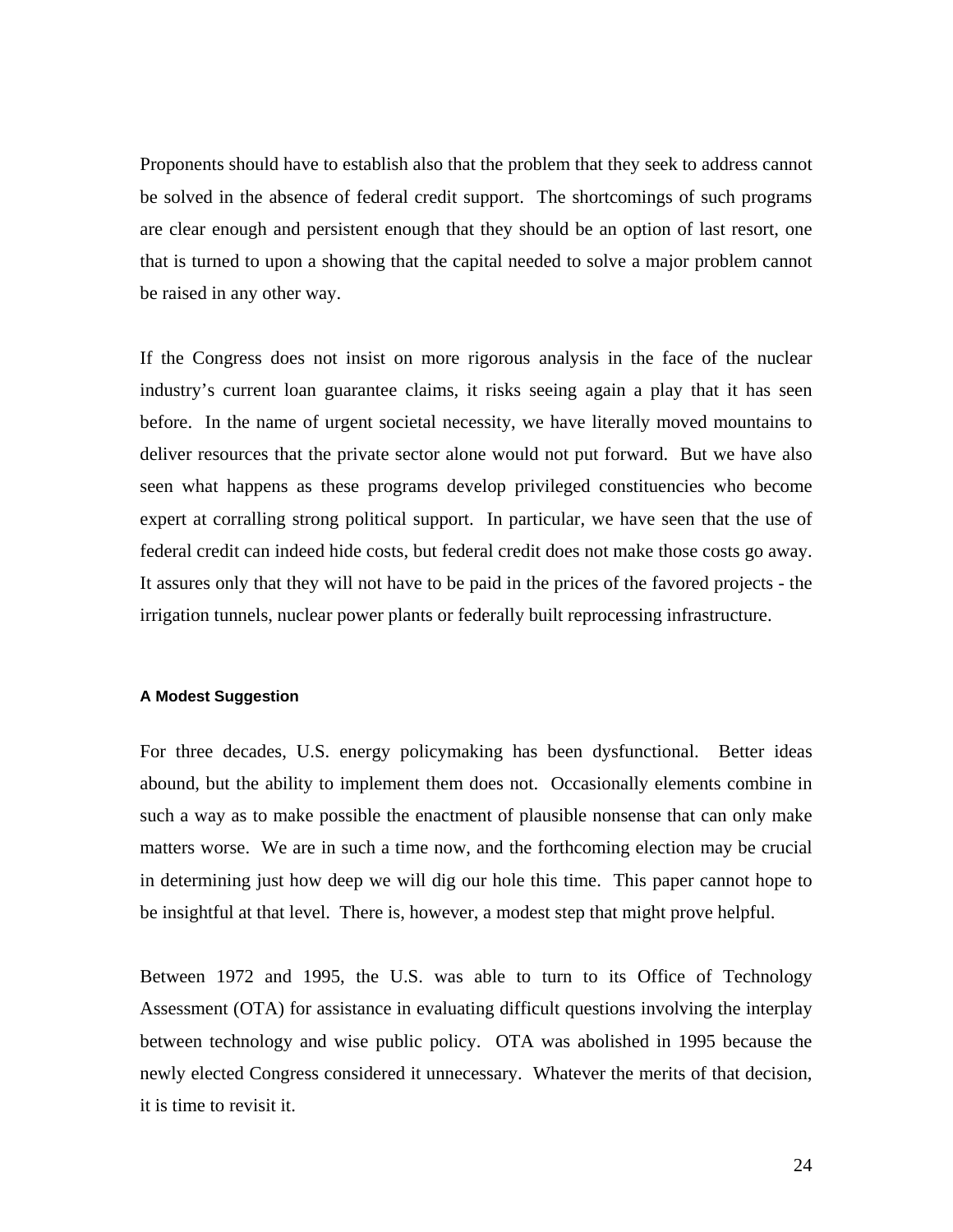Proponents should have to establish also that the problem that they seek to address cannot be solved in the absence of federal credit support. The shortcomings of such programs are clear enough and persistent enough that they should be an option of last resort, one that is turned to upon a showing that the capital needed to solve a major problem cannot be raised in any other way.

If the Congress does not insist on more rigorous analysis in the face of the nuclear industry's current loan guarantee claims, it risks seeing again a play that it has seen before. In the name of urgent societal necessity, we have literally moved mountains to deliver resources that the private sector alone would not put forward. But we have also seen what happens as these programs develop privileged constituencies who become expert at corralling strong political support. In particular, we have seen that the use of federal credit can indeed hide costs, but federal credit does not make those costs go away. It assures only that they will not have to be paid in the prices of the favored projects - the irrigation tunnels, nuclear power plants or federally built reprocessing infrastructure.

#### A Modest Suggestion

For three decades, U.S. energy policymaking has been dysfunctional. Better ideas abound, but the ability to implement them does not. Occasionally elements combine in such a way as to make possible the enactment of plausible nonsense that can only make matters worse. We are in such a time now, and the forthcoming election may be crucial in determining just how deep we will dig our hole this time. This paper cannot hope to be insightful at that level. There is, however, a modest step that might prove helpful.

Between 1972 and 1995, the U.S. was able to turn to its Office of Technology Assessment (OTA) for assistance in evaluating difficult questions involving the interplay between technology and wise public policy. OTA was abolished in 1995 because the newly elected Congress considered it unnecessary. Whatever the merits of that decision, it is time to revisit it.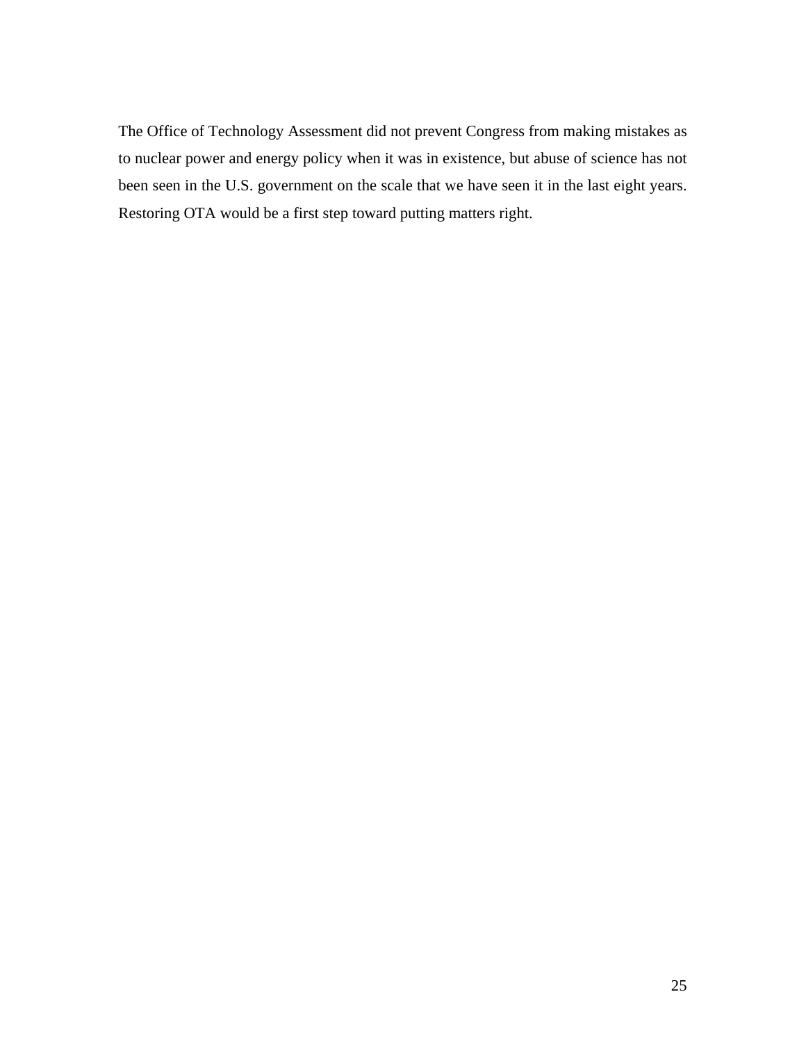The Office of Technology Assessment did not prevent Congress from making mistakes as to nuclear power and energy policy when it was in existence, but abuse of science has not been seen in the U.S. government on the scale that we have seen it in the last eight years. Restoring OTA would be a first step toward putting matters right.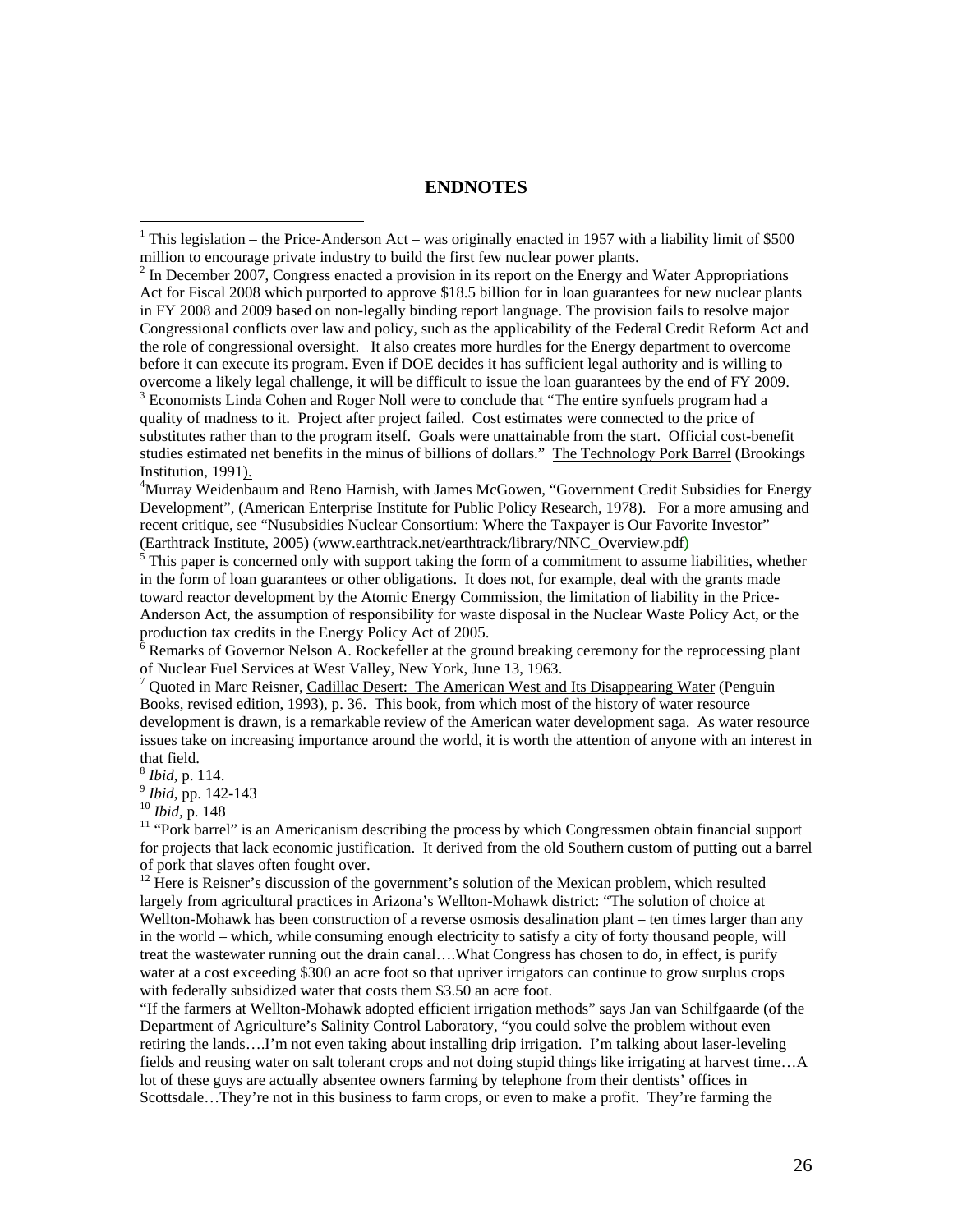## ENDNOTES

---

[1] This legislation – the Price-Anderson Act – was originally enacted in 1957 with a liability limit of $500 million to encourage private industry to build the first few nuclear power plants.

[2] In December 2007, Congress enacted a provision in its report on the Energy and Water Appropriations Act for Fiscal 2008 which purported to approve $18.5 billion for in loan guarantees for new nuclear plants in FY 2008 and 2009 based on non-legally binding report language. The provision fails to resolve major Congressional conflicts over law and policy, such as the applicability of the Federal Credit Reform Act and the role of congressional oversight. It also creates more hurdles for the Energy department to overcome before it can execute its program. Even if DOE decides it has sufficient legal authority and is willing to overcome a likely legal challenge, it will be difficult to issue the loan guarantees by the end of FY 2009.

[3] Economists Linda Cohen and Roger Noll were to conclude that "The entire synfuels program had a quality of madness to it. Project after project failed. Cost estimates were connected to the price of substitutes rather than to the program itself. Goals were unattainable from the start. Official cost-benefit studies estimated net benefits in the minus of billions of dollars." The Technology Pork Barrel (Brookings Institution, 1991).

[4] Murray Weidenbaum and Reno Harnish, with James McGowen, "Government Credit Subsidies for Energy Development", (American Enterprise Institute for Public Policy Research, 1978). For a more amusing and recent critique, see "Nusubsidies Nuclear Consortium: Where the Taxpayer is Our Favorite Investor" (Earthtrack Institute, 2005) (www.earthtrack.net/earthtrack/library/NNC_Overview.pdf)

[5] This paper is concerned only with support taking the form of a commitment to assume liabilities, whether in the form of loan guarantees or other obligations. It does not, for example, deal with the grants made toward reactor development by the Atomic Energy Commission, the limitation of liability in the Price-Anderson Act, the assumption of responsibility for waste disposal in the Nuclear Waste Policy Act, or the production tax credits in the Energy Policy Act of 2005.

[6] Remarks of Governor Nelson A. Rockefeller at the ground breaking ceremony for the reprocessing plant of Nuclear Fuel Services at West Valley, New York, June 13, 1963.

[7] Quoted in Marc Reisner, Cadillac Desert: The American West and Its Disappearing Water (Penguin Books, revised edition, 1993), p. 36. This book, from which most of the history of water resource development is drawn, is a remarkable review of the American water development saga. As water resource issues take on increasing importance around the world, it is worth the attention of anyone with an interest in that field.

[8] *Ibid*, p. 114.

[9] *Ibid*, pp. 142-143

[10] *Ibid*, p. 148

[11] "Pork barrel" is an Americanism describing the process by which Congressmen obtain financial support for projects that lack economic justification. It derived from the old Southern custom of putting out a barrel of pork that slaves often fought over.

[12] Here is Reisner's discussion of the government's solution of the Mexican problem, which resulted largely from agricultural practices in Arizona's Wellton-Mohawk district: "The solution of choice at Wellton-Mohawk has been construction of a reverse osmosis desalination plant – ten times larger than any in the world – which, while consuming enough electricity to satisfy a city of forty thousand people, will treat the wastewater running out the drain canal….What Congress has chosen to do, in effect, is purify water at a cost exceeding $300 an acre foot so that upriver irrigators can continue to grow surplus crops with federally subsidized water that costs them $3.50 an acre foot.

"If the farmers at Wellton-Mohawk adopted efficient irrigation methods" says Jan van Schilfgaarde (of the Department of Agriculture's Salinity Control Laboratory, "you could solve the problem without even retiring the lands….I'm not even taking about installing drip irrigation. I'm talking about laser-leveling fields and reusing water on salt tolerant crops and not doing stupid things like irrigating at harvest time…A lot of these guys are actually absentee owners farming by telephone from their dentists' offices in Scottsdale…They're not in this business to farm crops, or even to make a profit. They're farming the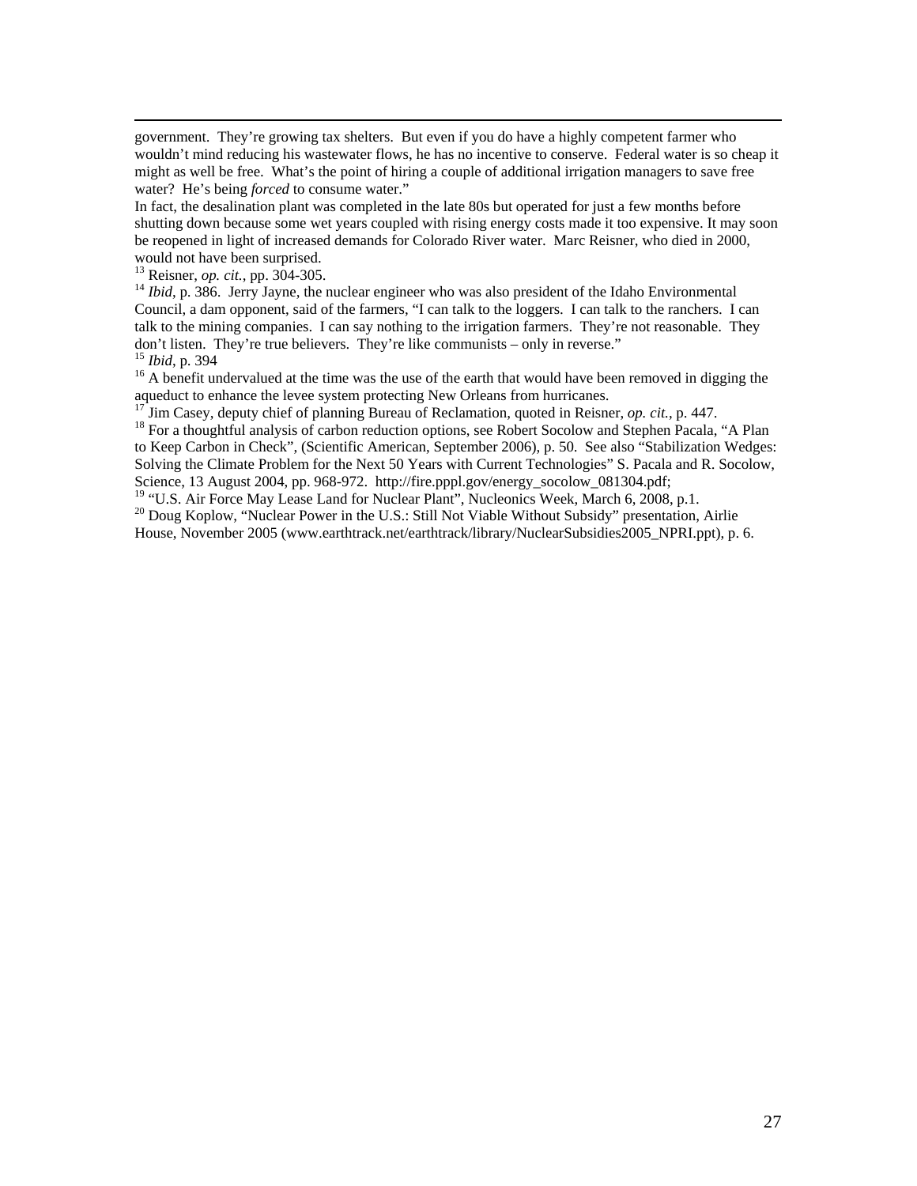government. They're growing tax shelters. But even if you do have a highly competent farmer who wouldn't mind reducing his wastewater flows, he has no incentive to conserve. Federal water is so cheap it might as well be free. What's the point of hiring a couple of additional irrigation managers to save free water? He's being *forced* to consume water."

In fact, the desalination plant was completed in the late 80s but operated for just a few months before shutting down because some wet years coupled with rising energy costs made it too expensive. It may soon be reopened in light of increased demands for Colorado River water. Marc Reisner, who died in 2000, would not have been surprised.

[13] Reisner, *op. cit.*, pp. 304-305.

[14] *Ibid*, p. 386. Jerry Jayne, the nuclear engineer who was also president of the Idaho Environmental Council, a dam opponent, said of the farmers, "I can talk to the loggers. I can talk to the ranchers. I can talk to the mining companies. I can say nothing to the irrigation farmers. They're not reasonable. They don't listen. They're true believers. They're like communists – only in reverse."

[15] *Ibid*, p. 394

[16] A benefit undervalued at the time was the use of the earth that would have been removed in digging the aqueduct to enhance the levee system protecting New Orleans from hurricanes.

[17] Jim Casey, deputy chief of planning Bureau of Reclamation, quoted in Reisner, *op. cit.*, p. 447.

[18] For a thoughtful analysis of carbon reduction options, see Robert Socolow and Stephen Pacala, "A Plan to Keep Carbon in Check", (Scientific American, September 2006), p. 50. See also "Stabilization Wedges: Solving the Climate Problem for the Next 50 Years with Current Technologies" S. Pacala and R. Socolow, Science, 13 August 2004, pp. 968-972. http://fire.pppl.gov/energy_socolow_081304.pdf;

[19] "U.S. Air Force May Lease Land for Nuclear Plant", Nucleonics Week, March 6, 2008, p.1.

[20] Doug Koplow, "Nuclear Power in the U.S.: Still Not Viable Without Subsidy" presentation, Airlie House, November 2005 (www.earthtrack.net/earthtrack/library/NuclearSubsidies2005_NPRI.ppt), p. 6.